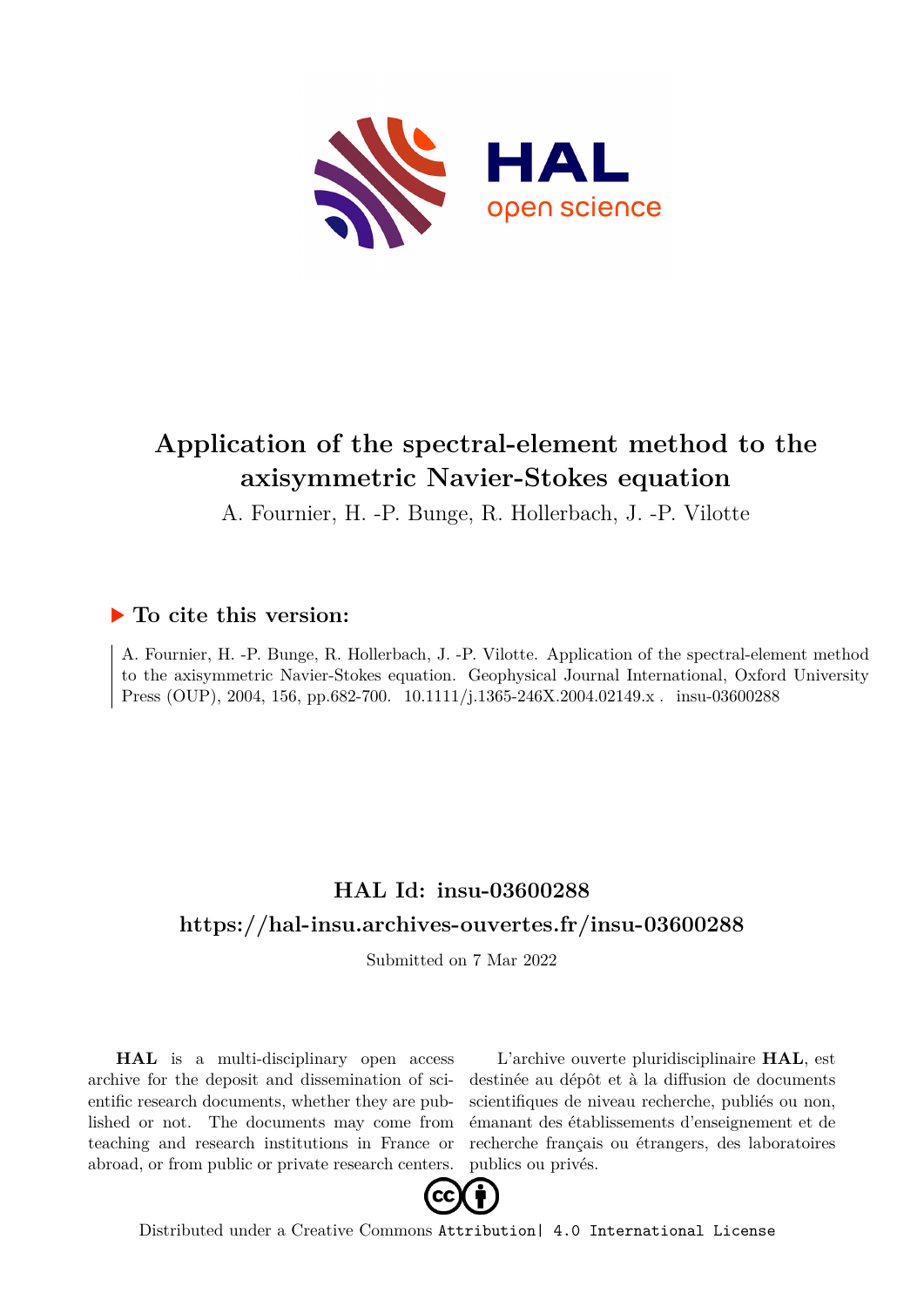# Application of the spectral-element method to the axisymmetric Navier-Stokes equation

A. Fournier, H. -P. Bunge, R. Hollerbach, J. -P. Vilotte

## ▶ To cite this version:

A. Fournier, H. -P. Bunge, R. Hollerbach, J. -P. Vilotte. Application of the spectral-element method to the axisymmetric Navier-Stokes equation. Geophysical Journal International, Oxford University Press (OUP), 2004, 156, pp.682-700. 10.1111/j.1365-246X.2004.02149.x . insu-03600288

## HAL Id: insu-03600288

## https://hal-insu.archives-ouvertes.fr/insu-03600288

Submitted on 7 Mar 2022

**HAL** is a multi-disciplinary open access archive for the deposit and dissemination of scientific research documents, whether they are published or not. The documents may come from teaching and research institutions in France or abroad, or from public or private research centers.

L'archive ouverte pluridisciplinaire **HAL**, est destinée au dépôt et à la diffusion de documents scientifiques de niveau recherche, publiés ou non, émanant des établissements d'enseignement et de recherche français ou étrangers, des laboratoires publics ou privés.

Distributed under a Creative Commons Attribution| 4.0 International License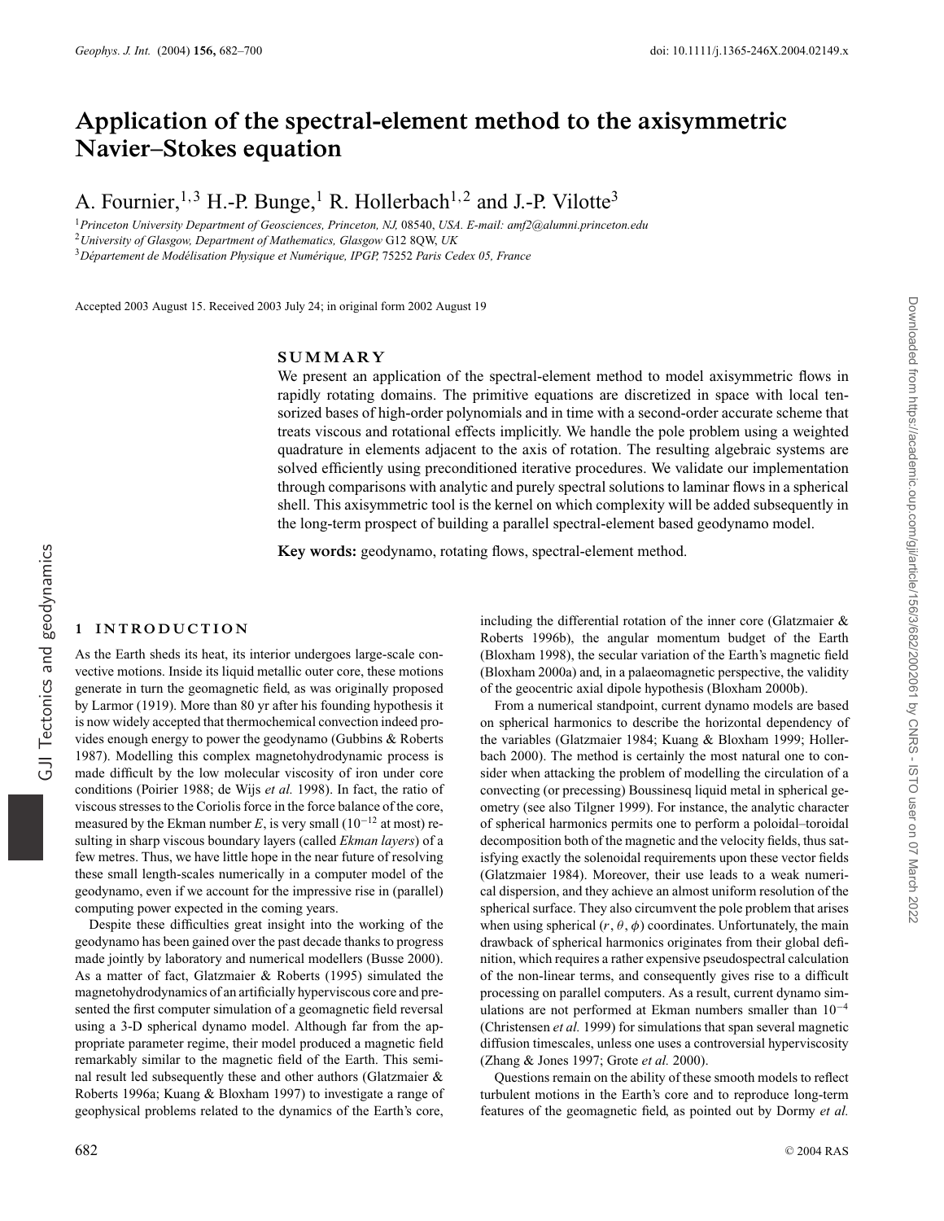# Application of the spectral-element method to the axisymmetric Navier–Stokes equation

A. Fournier,[1,3] H.-P. Bunge,[1] R. Hollerbach[1,2] and J.-P. Vilotte[3]

[1]*Princeton University Department of Geosciences, Princeton, NJ,* 08540, *USA. E-mail: amf2@alumni.princeton.edu*
[2]*University of Glasgow, Department of Mathematics, Glasgow* G12 8QW, *UK*
[3]*Département de Modélisation Physique et Numérique, IPGP,* 75252 *Paris Cedex 05, France*

Accepted 2003 August 15. Received 2003 July 24; in original form 2002 August 19

## SUMMARY

We present an application of the spectral-element method to model axisymmetric flows in rapidly rotating domains. The primitive equations are discretized in space with local tensorized bases of high-order polynomials and in time with a second-order accurate scheme that treats viscous and rotational effects implicitly. We handle the pole problem using a weighted quadrature in elements adjacent to the axis of rotation. The resulting algebraic systems are solved efficiently using preconditioned iterative procedures. We validate our implementation through comparisons with analytic and purely spectral solutions to laminar flows in a spherical shell. This axisymmetric tool is the kernel on which complexity will be added subsequently in the long-term prospect of building a parallel spectral-element based geodynamo model.

**Key words:** geodynamo, rotating flows, spectral-element method.

## 1 INTRODUCTION

As the Earth sheds its heat, its interior undergoes large-scale convective motions. Inside its liquid metallic outer core, these motions generate in turn the geomagnetic field, as was originally proposed by Larmor (1919). More than 80 yr after his founding hypothesis it is now widely accepted that thermochemical convection indeed provides enough energy to power the geodynamo (Gubbins & Roberts 1987). Modelling this complex magnetohydrodynamic process is made difficult by the low molecular viscosity of iron under core conditions (Poirier 1988; de Wijs *et al.* 1998). In fact, the ratio of viscous stresses to the Coriolis force in the force balance of the core, measured by the Ekman number *E*, is very small ($10^{-12}$ at most) resulting in sharp viscous boundary layers (called *Ekman layers*) of a few metres. Thus, we have little hope in the near future of resolving these small length-scales numerically in a computer model of the geodynamo, even if we account for the impressive rise in (parallel) computing power expected in the coming years.

Despite these difficulties great insight into the working of the geodynamo has been gained over the past decade thanks to progress made jointly by laboratory and numerical modellers (Busse 2000). As a matter of fact, Glatzmaier & Roberts (1995) simulated the magnetohydrodynamics of an artificially hyperviscous core and presented the first computer simulation of a geomagnetic field reversal using a 3-D spherical dynamo model. Although far from the appropriate parameter regime, their model produced a magnetic field remarkably similar to the magnetic field of the Earth. This seminal result led subsequently these and other authors (Glatzmaier & Roberts 1996a; Kuang & Bloxham 1997) to investigate a range of geophysical problems related to the dynamics of the Earth's core, including the differential rotation of the inner core (Glatzmaier & Roberts 1996b), the angular momentum budget of the Earth (Bloxham 1998), the secular variation of the Earth's magnetic field (Bloxham 2000a) and, in a palaeomagnetic perspective, the validity of the geocentric axial dipole hypothesis (Bloxham 2000b).

From a numerical standpoint, current dynamo models are based on spherical harmonics to describe the horizontal dependency of the variables (Glatzmaier 1984; Kuang & Bloxham 1999; Hollerbach 2000). The method is certainly the most natural one to consider when attacking the problem of modelling the circulation of a convecting (or precessing) Boussinesq liquid metal in spherical geometry (see also Tilgner 1999). For instance, the analytic character of spherical harmonics permits one to perform a poloidal–toroidal decomposition both of the magnetic and the velocity fields, thus satisfying exactly the solenoidal requirements upon these vector fields (Glatzmaier 1984). Moreover, their use leads to a weak numerical dispersion, and they achieve an almost uniform resolution of the spherical surface. They also circumvent the pole problem that arises when using spherical $(r, \theta, \phi)$ coordinates. Unfortunately, the main drawback of spherical harmonics originates from their global definition, which requires a rather expensive pseudospectral calculation of the non-linear terms, and consequently gives rise to a difficult processing on parallel computers. As a result, current dynamo simulations are not performed at Ekman numbers smaller than $10^{-4}$ (Christensen *et al.* 1999) for simulations that span several magnetic diffusion timescales, unless one uses a controversial hyperviscosity (Zhang & Jones 1997; Grote *et al.* 2000).

Questions remain on the ability of these smooth models to reflect turbulent motions in the Earth's core and to reproduce long-term features of the geomagnetic field, as pointed out by Dormy *et al.*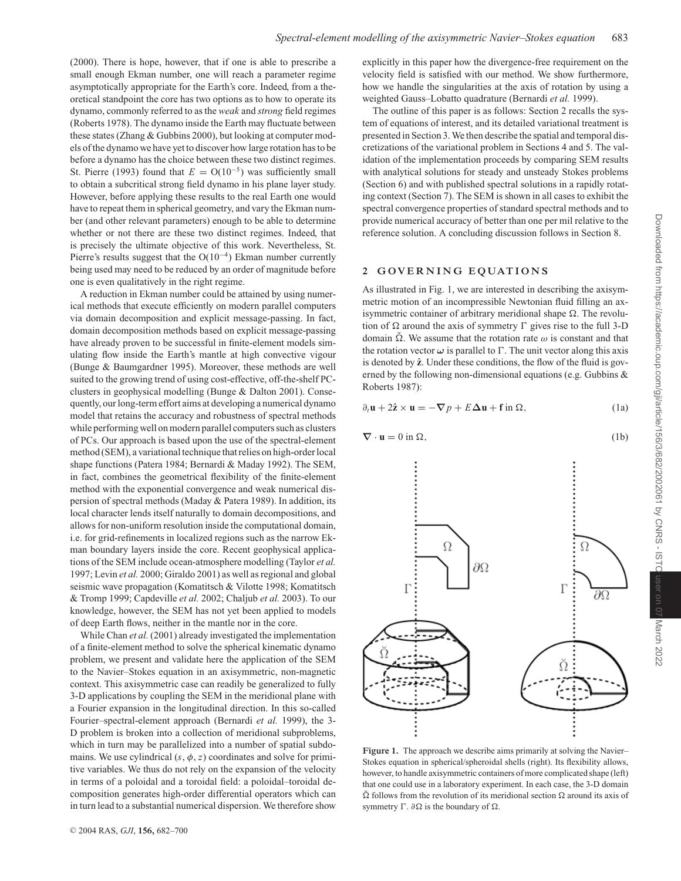(2000). There is hope, however, that if one is able to prescribe a small enough Ekman number, one will reach a parameter regime asymptotically appropriate for the Earth's core. Indeed, from a theoretical standpoint the core has two options as to how to operate its dynamo, commonly referred to as the *weak* and *strong* field regimes (Roberts 1978). The dynamo inside the Earth may fluctuate between these states (Zhang & Gubbins 2000), but looking at computer models of the dynamo we have yet to discover how large rotation has to be before a dynamo has the choice between these two distinct regimes. St. Pierre (1993) found that $E = O(10^{-5})$ was sufficiently small to obtain a subcritical strong field dynamo in his plane layer study. However, before applying these results to the real Earth one would have to repeat them in spherical geometry, and vary the Ekman number (and other relevant parameters) enough to be able to determine whether or not there are these two distinct regimes. Indeed, that is precisely the ultimate objective of this work. Nevertheless, St. Pierre's results suggest that the $O(10^{-4})$ Ekman number currently being used may need to be reduced by an order of magnitude before one is even qualitatively in the right regime.

A reduction in Ekman number could be attained by using numerical methods that execute efficiently on modern parallel computers via domain decomposition and explicit message-passing. In fact, domain decomposition methods based on explicit message-passing have already proven to be successful in finite-element models simulating flow inside the Earth's mantle at high convective vigour (Bunge & Baumgardner 1995). Moreover, these methods are well suited to the growing trend of using cost-effective, off-the-shelf PC-clusters in geophysical modelling (Bunge & Dalton 2001). Consequently, our long-term effort aims at developing a numerical dynamo model that retains the accuracy and robustness of spectral methods while performing well on modern parallel computers such as clusters of PCs. Our approach is based upon the use of the spectral-element method (SEM), a variational technique that relies on high-order local shape functions (Patera 1984; Bernardi & Maday 1992). The SEM, in fact, combines the geometrical flexibility of the finite-element method with the exponential convergence and weak numerical dispersion of spectral methods (Maday & Patera 1989). In addition, its local character lends itself naturally to domain decompositions, and allows for non-uniform resolution inside the computational domain, i.e. for grid-refinements in localized regions such as the narrow Ekman boundary layers inside the core. Recent geophysical applications of the SEM include ocean-atmosphere modelling (Taylor *et al.* 1997; Levin *et al.* 2000; Giraldo 2001) as well as regional and global seismic wave propagation (Komatitsch & Vilotte 1998; Komatitsch & Tromp 1999; Capdeville *et al.* 2002; Chaljub *et al.* 2003). To our knowledge, however, the SEM has not yet been applied to models of deep Earth flows, neither in the mantle nor in the core.

While Chan *et al.* (2001) already investigated the implementation of a finite-element method to solve the spherical kinematic dynamo problem, we present and validate here the application of the SEM to the Navier–Stokes equation in an axisymmetric, non-magnetic context. This axisymmetric case can readily be generalized to fully 3-D applications by coupling the SEM in the meridional plane with a Fourier expansion in the longitudinal direction. In this so-called Fourier–spectral-element approach (Bernardi *et al.* 1999), the 3-D problem is broken into a collection of meridional subproblems, which in turn may be parallelized into a number of spatial subdomains. We use cylindrical $(s, \phi, z)$ coordinates and solve for primitive variables. We thus do not rely on the expansion of the velocity in terms of a poloidal and a toroidal field: a poloidal–toroidal decomposition generates high-order differential operators which can in turn lead to a substantial numerical dispersion. We therefore show explicitly in this paper how the divergence-free requirement on the velocity field is satisfied with our method. We show furthermore, how we handle the singularities at the axis of rotation by using a weighted Gauss–Lobatto quadrature (Bernardi *et al.* 1999).

The outline of this paper is as follows: Section 2 recalls the system of equations of interest, and its detailed variational treatment is presented in Section 3. We then describe the spatial and temporal discretizations of the variational problem in Sections 4 and 5. The validation of the implementation proceeds by comparing SEM results with analytical solutions for steady and unsteady Stokes problems (Section 6) and with published spectral solutions in a rapidly rotating context (Section 7). The SEM is shown in all cases to exhibit the spectral convergence properties of standard spectral methods and to provide numerical accuracy of better than one per mil relative to the reference solution. A concluding discussion follows in Section 8.

## 2 GOVERNING EQUATIONS

As illustrated in Fig. 1, we are interested in describing the axisymmetric motion of an incompressible Newtonian fluid filling an axisymmetric container of arbitrary meridional shape $\Omega$. The revolution of $\Omega$ around the axis of symmetry $\Gamma$ gives rise to the full 3-D domain $\breve{\Omega}$. We assume that the rotation rate $\omega$ is constant and that the rotation vector $\boldsymbol{\omega}$ is parallel to $\Gamma$. The unit vector along this axis is denoted by $\hat{\mathbf{z}}$. Under these conditions, the flow of the fluid is governed by the following non-dimensional equations (e.g. Gubbins & Roberts 1987):

$$\partial_t \mathbf{u} + 2\hat{\mathbf{z}} \times \mathbf{u} = -\boldsymbol{\nabla} p + E\boldsymbol{\Delta}\mathbf{u} + \mathbf{f} \text{ in } \Omega, \tag{1a}$$

$$\boldsymbol{\nabla} \cdot \mathbf{u} = 0 \text{ in } \Omega, \tag{1b}$$

**Figure 1.** The approach we describe aims primarily at solving the Navier–Stokes equation in spherical/spheroidal shells (right). Its flexibility allows, however, to handle axisymmetric containers of more complicated shape (left) that one could use in a laboratory experiment. In each case, the 3-D domain $\breve{\Omega}$ follows from the revolution of its meridional section $\Omega$ around its axis of symmetry $\Gamma$. $\partial\Omega$ is the boundary of $\Omega$.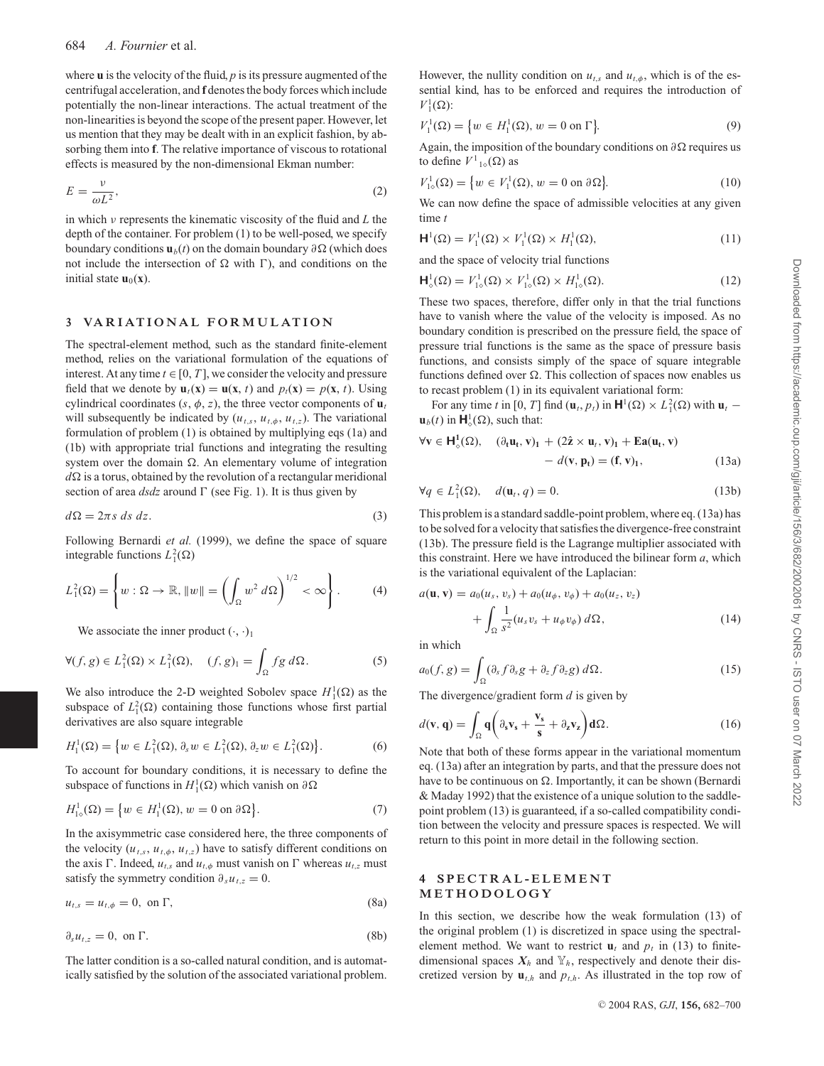where $\mathbf{u}$ is the velocity of the fluid, $p$ is its pressure augmented of the centrifugal acceleration, and $\mathbf{f}$ denotes the body forces which include potentially the non-linear interactions. The actual treatment of the non-linearities is beyond the scope of the present paper. However, let us mention that they may be dealt with in an explicit fashion, by absorbing them into $\mathbf{f}$. The relative importance of viscous to rotational effects is measured by the non-dimensional Ekman number:

$$E = \frac{\nu}{\omega L^2}, \tag{2}$$

in which $\nu$ represents the kinematic viscosity of the fluid and $L$ the depth of the container. For problem (1) to be well-posed, we specify boundary conditions $\mathbf{u}_b(t)$ on the domain boundary $\partial\Omega$ (which does not include the intersection of $\Omega$ with $\Gamma$), and conditions on the initial state $\mathbf{u}_0(\mathbf{x})$.

## 3 VARIATIONAL FORMULATION

The spectral-element method, such as the standard finite-element method, relies on the variational formulation of the equations of interest. At any time $t \in [0, T]$, we consider the velocity and pressure field that we denote by $\mathbf{u}_t(\mathbf{x}) = \mathbf{u}(\mathbf{x}, t)$ and $p_t(\mathbf{x}) = p(\mathbf{x}, t)$. Using cylindrical coordinates $(s, \phi, z)$, the three vector components of $\mathbf{u}_t$ will subsequently be indicated by $(u_{t,s}, u_{t,\phi}, u_{t,z})$. The variational formulation of problem (1) is obtained by multiplying eqs (1a) and (1b) with appropriate trial functions and integrating the resulting system over the domain $\Omega$. An elementary volume of integration $d\Omega$ is a torus, obtained by the revolution of a rectangular meridional section of area $ds dz$ around $\Gamma$ (see Fig. 1). It is thus given by

$$d\Omega = 2\pi s \; ds \; dz. \tag{3}$$

Following Bernardi *et al.* (1999), we define the space of square integrable functions $L^2_1(\Omega)$

$$L^2_1(\Omega) = \left\{ w : \Omega \to \mathbb{R}, \|w\| = \left( \int_\Omega w^2 \, d\Omega \right)^{1/2} < \infty \right\}. \tag{4}$$

We associate the inner product $(\cdot, \cdot)_1$

$$\forall (f, g) \in L^2_1(\Omega) \times L^2_1(\Omega), \quad (f, g)_1 = \int_\Omega f g \, d\Omega. \tag{5}$$

We also introduce the 2-D weighted Sobolev space $H^1_1(\Omega)$ as the subspace of $L^2_1(\Omega)$ containing those functions whose first partial derivatives are also square integrable

$$H^1_1(\Omega) = \left\{ w \in L^2_1(\Omega), \partial_s w \in L^2_1(\Omega), \partial_z w \in L^2_1(\Omega) \right\}. \tag{6}$$

To account for boundary conditions, it is necessary to define the subspace of functions in $H^1_1(\Omega)$ which vanish on $\partial\Omega$

$$H^1_{1\diamond}(\Omega) = \left\{ w \in H^1_1(\Omega), w = 0 \text{ on } \partial\Omega \right\}. \tag{7}$$

In the axisymmetric case considered here, the three components of the velocity $(u_{t,s}, u_{t,\phi}, u_{t,z})$ have to satisfy different conditions on the axis $\Gamma$. Indeed, $u_{t,s}$ and $u_{t,\phi}$ must vanish on $\Gamma$ whereas $u_{t,z}$ must satisfy the symmetry condition $\partial_s u_{t,z} = 0$.

$$u_{t,s} = u_{t,\phi} = 0, \text{ on } \Gamma, \tag{8a}$$

$$\partial_s u_{t,z} = 0, \text{ on } \Gamma. \tag{8b}$$

The latter condition is a so-called natural condition, and is automatically satisfied by the solution of the associated variational problem. However, the nullity condition on $u_{t,s}$ and $u_{t,\phi}$, which is of the essential kind, has to be enforced and requires the introduction of $V^1_1(\Omega)$:

$$V^1_1(\Omega) = \left\{ w \in H^1_1(\Omega), w = 0 \text{ on } \Gamma \right\}. \tag{9}$$

Again, the imposition of the boundary conditions on $\partial\Omega$ requires us to define $V^1{}_{1\diamond}(\Omega)$ as

$$V^1_{1\diamond}(\Omega) = \left\{ w \in V^1_1(\Omega), w = 0 \text{ on } \partial\Omega \right\}. \tag{10}$$

We can now define the space of admissible velocities at any given time $t$

$$\mathbf{H}^1(\Omega) = V^1_1(\Omega) \times V^1_1(\Omega) \times H^1_1(\Omega), \tag{11}$$

and the space of velocity trial functions

$$\mathbf{H}^1_\diamond(\Omega) = V^1_{1\diamond}(\Omega) \times V^1_{1\diamond}(\Omega) \times H^1_{1\diamond}(\Omega). \tag{12}$$

These two spaces, therefore, differ only in that the trial functions have to vanish where the value of the velocity is imposed. As no boundary condition is prescribed on the pressure field, the space of pressure trial functions is the same as the space of pressure basis functions, and consists simply of the space of square integrable functions defined over $\Omega$. This collection of spaces now enables us to recast problem (1) in its equivalent variational form:

For any time $t$ in $[0, T]$ find $(\mathbf{u}_t, p_t)$ in $\mathbf{H}^1(\Omega) \times L^2_1(\Omega)$ with $\mathbf{u}_t - \mathbf{u}_b(t)$ in $\mathbf{H}^1_\diamond(\Omega)$, such that:

$$\forall \mathbf{v} \in \mathbf{H}^1_\diamond(\Omega), \quad (\partial_t \mathbf{u}_t, \mathbf{v})_1 + (2\hat{\mathbf{z}} \times \mathbf{u}_t, \mathbf{v})_1 + E a(\mathbf{u}_t, \mathbf{v}) - d(\mathbf{v}, p_t) = (\mathbf{f}, \mathbf{v})_1, \tag{13a}$$

$$\forall q \in L^2_1(\Omega), \quad d(\mathbf{u}_t, q) = 0. \tag{13b}$$

This problem is a standard saddle-point problem, where eq. (13a) has to be solved for a velocity that satisfies the divergence-free constraint (13b). The pressure field is the Lagrange multiplier associated with this constraint. Here we have introduced the bilinear form $a$, which is the variational equivalent of the Laplacian:

$$a(\mathbf{u}, \mathbf{v}) = a_0(u_s, v_s) + a_0(u_\phi, v_\phi) + a_0(u_z, v_z) + \int_\Omega \frac{1}{s^2}(u_s v_s + u_\phi v_\phi) \, d\Omega, \tag{14}$$

in which

$$a_0(f, g) = \int_\Omega (\partial_s f \partial_s g + \partial_z f \partial_z g) \, d\Omega. \tag{15}$$

The divergence/gradient form $d$ is given by

$$d(\mathbf{v}, q) = \int_\Omega q \left( \partial_s v_s + \frac{v_s}{s} + \partial_z v_z \right) d\Omega. \tag{16}$$

Note that both of these forms appear in the variational momentum eq. (13a) after an integration by parts, and that the pressure does not have to be continuous on $\Omega$. Importantly, it can be shown (Bernardi & Maday 1992) that the existence of a unique solution to the saddle-point problem (13) is guaranteed, if a so-called compatibility condition between the velocity and pressure spaces is respected. We will return to this point in more detail in the following section.

## 4 SPECTRAL-ELEMENT METHODOLOGY

In this section, we describe how the weak formulation (13) of the original problem (1) is discretized in space using the spectral-element method. We want to restrict $\mathbf{u}_t$ and $p_t$ in (13) to finite-dimensional spaces $\boldsymbol{X}_h$ and $\mathbb{Y}_h$, respectively and denote their discretized version by $\mathbf{u}_{t,h}$ and $p_{t,h}$. As illustrated in the top row of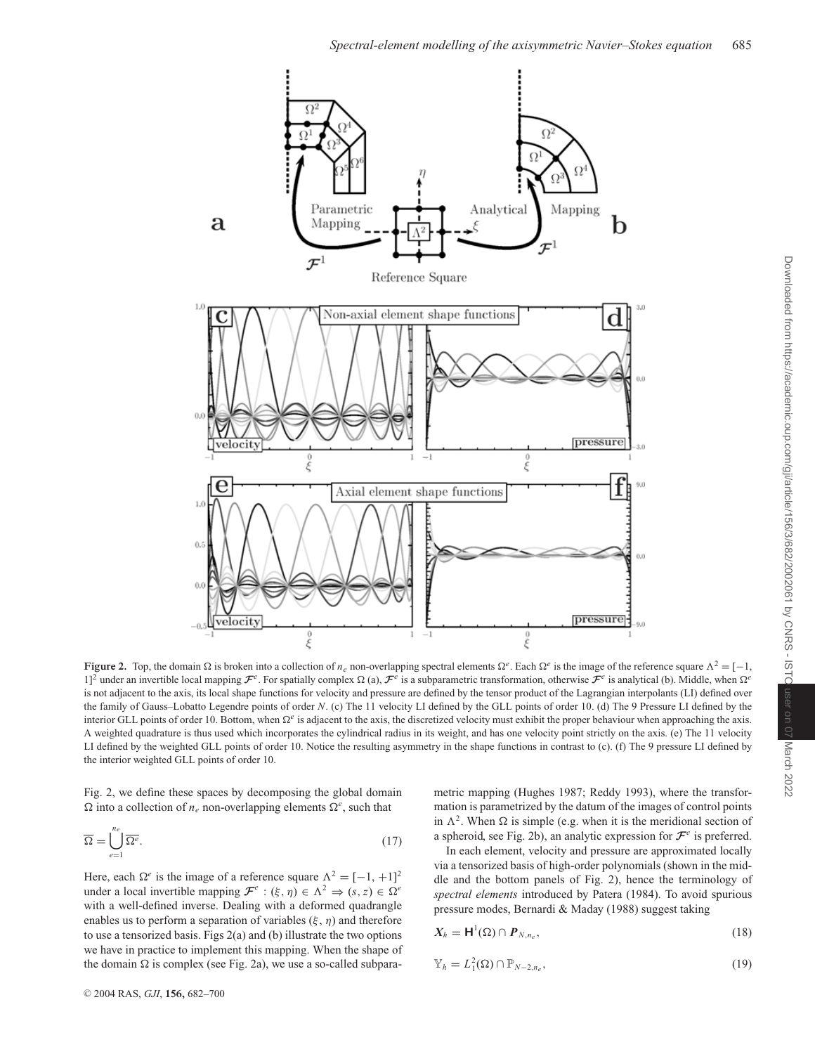**Figure 2.** Top, the domain $\Omega$ is broken into a collection of $n_e$ non-overlapping spectral elements $\Omega^e$. Each $\Omega^e$ is the image of the reference square $\Lambda^2 = [-1, 1]^2$ under an invertible local mapping $\mathcal{F}^e$. For spatially complex $\Omega$ (a), $\mathcal{F}^e$ is a subparametric transformation, otherwise $\mathcal{F}^e$ is analytical (b). Middle, when $\Omega^e$ is not adjacent to the axis, its local shape functions for velocity and pressure are defined by the tensor product of the Lagrangian interpolants (LI) defined over the family of Gauss–Lobatto Legendre points of order $N$. (c) The 11 velocity LI defined by the GLL points of order 10. (d) The 9 Pressure LI defined by the interior GLL points of order 10. Bottom, when $\Omega^e$ is adjacent to the axis, the discretized velocity must exhibit the proper behaviour when approaching the axis. A weighted quadrature is thus used which incorporates the cylindrical radius in its weight, and has one velocity point strictly on the axis. (e) The 11 velocity LI defined by the weighted GLL points of order 10. Notice the resulting asymmetry in the shape functions in contrast to (c). (f) The 9 pressure LI defined by the interior weighted GLL points of order 10.

Fig. 2, we define these spaces by decomposing the global domain $\Omega$ into a collection of $n_e$ non-overlapping elements $\Omega^e$, such that

$$\overline{\Omega} = \bigcup_{e=1}^{n_e} \overline{\Omega^e}. \tag{17}$$

Here, each $\Omega^e$ is the image of a reference square $\Lambda^2 = [-1, +1]^2$ under a local invertible mapping $\mathcal{F}^e : (\xi, \eta) \in \Lambda^2 \Rightarrow (s, z) \in \Omega^e$ with a well-defined inverse. Dealing with a deformed quadrangle enables us to perform a separation of variables $(\xi, \eta)$ and therefore to use a tensorized basis. Figs 2(a) and (b) illustrate the two options we have in practice to implement this mapping. When the shape of the domain $\Omega$ is complex (see Fig. 2a), we use a so-called subparametric mapping (Hughes 1987; Reddy 1993), where the transformation is parametrized by the datum of the images of control points in $\Lambda^2$. When $\Omega$ is simple (e.g. when it is the meridional section of a spheroid, see Fig. 2b), an analytic expression for $\mathcal{F}^e$ is preferred.

In each element, velocity and pressure are approximated locally via a tensorized basis of high-order polynomials (shown in the middle and the bottom panels of Fig. 2), hence the terminology of *spectral elements* introduced by Patera (1984). To avoid spurious pressure modes, Bernardi & Maday (1988) suggest taking

$$\boldsymbol{X}_h = \mathbf{H}^1(\Omega) \cap \boldsymbol{P}_{N,n_e}, \tag{18}$$

$$\mathbb{Y}_h = L^2_1(\Omega) \cap \mathbb{P}_{N-2,n_e}, \tag{19}$$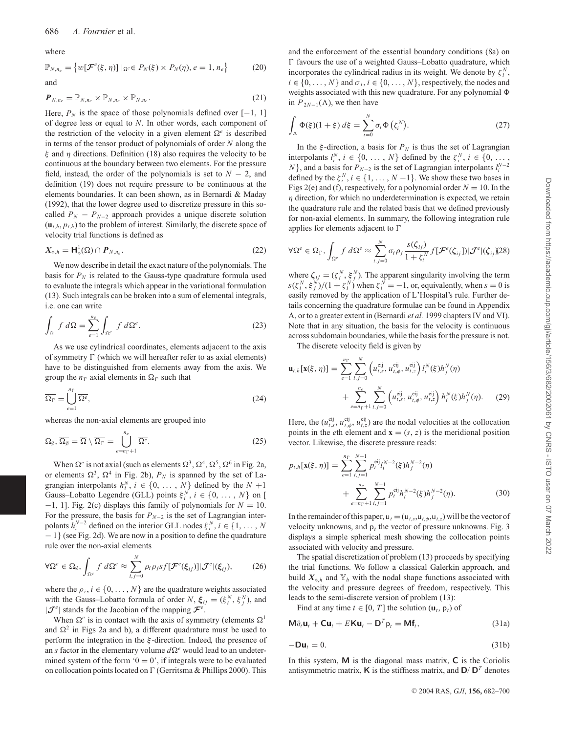where

$$\mathbb{P}_{N,n_e} = \left\{ w[\mathcal{F}^e(\xi,\eta)]\,|_{\Omega^e} \in P_N(\xi)\times P_N(\eta),\ e=1,n_e \right\} \tag{20}$$

and

$$\boldsymbol{P}_{N,n_e} = \mathbb{P}_{N,n_e}\times\mathbb{P}_{N,n_e}\times\mathbb{P}_{N,n_e}. \tag{21}$$

Here, $P_N$ is the space of those polynomials defined over $[-1, 1]$ of degree less or equal to $N$. In other words, each component of the restriction of the velocity in a given element $\Omega^e$ is described in terms of the tensor product of polynomials of order $N$ along the $\xi$ and $\eta$ directions. Definition (18) also requires the velocity to be continuous at the boundary between two elements. For the pressure field, instead, the order of the polynomials is set to $N-2$, and definition (19) does not require pressure to be continuous at the elements boundaries. It can been shown, as in Bernardi & Maday (1992), that the lower degree used to discretize pressure in this so-called $P_N - P_{N-2}$ approach provides a unique discrete solution $(\mathbf{u}_{t,h}, p_{t,h})$ to the problem of interest. Similarly, the discrete space of velocity trial functions is defined as

$$\boldsymbol{X}_{\diamond,h} = \mathsf{H}^1_{\diamond}(\Omega)\cap\boldsymbol{P}_{N,n_e}. \tag{22}$$

We now describe in detail the exact nature of the polynomials. The basis for $P_N$ is related to the Gauss-type quadrature formula used to evaluate the integrals which appear in the variational formulation (13). Such integrals can be broken into a sum of elemental integrals, i.e. one can write

$$\int_\Omega f\,d\Omega = \sum_{e=1}^{n_e}\int_{\Omega^e} f\,d\Omega^e. \tag{23}$$

As we use cylindrical coordinates, elements adjacent to the axis of symmetry $\Gamma$ (which we will hereafter refer to as axial elements) have to be distinguished from elements away from the axis. We group the $n_\Gamma$ axial elements in $\Omega_\Gamma$ such that

$$\overline{\Omega_\Gamma} = \bigcup_{e=1}^{n_\Gamma}\overline{\Omega^e}, \tag{24}$$

whereas the non-axial elements are grouped into

$$\Omega_\emptyset,\ \overline{\Omega_\emptyset} = \overline{\Omega}\setminus\overline{\Omega_\Gamma} = \bigcup_{e=n_\Gamma+1}^{n_e}\overline{\Omega^e}. \tag{25}$$

When $\Omega^e$ is not axial (such as elements $\Omega^3$, $\Omega^4$, $\Omega^5$, $\Omega^6$ in Fig. 2a, or elements $\Omega^3$, $\Omega^4$ in Fig. 2b), $P_N$ is spanned by the set of Lagrangian interpolants $h_i^N$, $i\in\{0,\ldots,N\}$ defined by the $N+1$ Gauss–Lobatto Legendre (GLL) points $\xi_i^N$, $i\in\{0,\ldots,N\}$ on $[-1, 1]$. Fig. 2(c) displays this family of polynomials for $N=10$. For the pressure, the basis for $P_{N-2}$ is the set of Lagrangian interpolants $h_i^{N-2}$ defined on the interior GLL nodes $\xi_i^N$, $i\in\{1,\ldots,N-1\}$ (see Fig. 2d). We are now in a position to define the quadrature rule over the non-axial elements

$$\forall\Omega^e\in\Omega_\emptyset,\ \int_{\Omega^e} f\,d\Omega^e \approx \sum_{i,j=0}^{N}\rho_i\rho_j s f[\mathcal{F}^e(\boldsymbol{\xi}_{ij})]|\mathcal{J}^e|(\boldsymbol{\xi}_{ij}), \tag{26}$$

where the $\rho_i$, $i\in\{0,\ldots,N\}$ are the quadrature weights associated with the Gauss–Lobatto formula of order $N$, $\boldsymbol{\xi}_{ij} = (\xi_i^N, \xi_j^N)$, and $|\mathcal{J}^e|$ stands for the Jacobian of the mapping $\mathcal{F}^e$.

When $\Omega^e$ is in contact with the axis of symmetry (elements $\Omega^1$ and $\Omega^2$ in Figs 2a and b), a different quadrature must be used to perform the integration in the $\xi$-direction. Indeed, the presence of an $s$ factor in the elementary volume $d\Omega^e$ would lead to an undetermined system of the form '$0=0$', if integrals were to be evaluated on collocation points located on $\Gamma$ (Gerritsma & Phillips 2000). This and the enforcement of the essential boundary conditions (8a) on $\Gamma$ favours the use of a weighted Gauss–Lobatto quadrature, which incorporates the cylindrical radius in its weight. We denote by $\zeta_i^N$, $i\in\{0,\ldots,N\}$ and $\sigma_i$, $i\in\{0,\ldots,N\}$, respectively, the nodes and weights associated with this new quadrature. For any polynomial $\Phi$ in $P_{2N-1}(\Lambda)$, we then have

$$\int_\Lambda \Phi(\xi)(1+\xi)\,d\xi = \sum_{i=0}^{N}\sigma_i\Phi\left(\zeta_i^N\right). \tag{27}$$

In the $\xi$-direction, a basis for $P_N$ is thus the set of Lagrangian interpolants $l_i^N$, $i\in\{0,\ldots,N\}$ defined by the $\zeta_i^N$, $i\in\{0,\ldots,N\}$, and a basis for $P_{N-2}$ is the set of Lagrangian interpolants $l_i^{N-2}$ defined by the $\zeta_i^N$, $i\in\{1,\ldots,N-1\}$. We show these two bases in Figs 2(e) and (f), respectively, for a polynomial order $N=10$. In the $\eta$ direction, for which no underdetermination is expected, we retain the quadrature rule and the related basis that we defined previously for non-axial elements. In summary, the following integration rule applies for elements adjacent to $\Gamma$

$$\forall\Omega^e\in\Omega_\Gamma,\ \int_{\Omega^e} f\,d\Omega^e \approx \sum_{i,j=0}^{N}\sigma_i\rho_j\frac{s(\boldsymbol{\zeta}_{ij})}{1+\zeta_i^N} f[\mathcal{F}^e(\boldsymbol{\zeta}_{ij})]|\mathcal{J}^e|(\boldsymbol{\zeta}_{ij}) \tag{28}$$

where $\boldsymbol{\zeta}_{ij} = (\zeta_i^N, \xi_j^N)$. The apparent singularity involving the term $s(\zeta_i^N, \xi_j^N)/(1+\zeta_i^N)$ when $\zeta_i^N=-1$, or, equivalently, when $s=0$ is easily removed by the application of L'Hospital's rule. Further details concerning the quadrature formulae can be found in Appendix A, or to a greater extent in (Bernardi *et al.* 1999 chapters IV and VI). Note that in any situation, the basis for the velocity is continuous across subdomain boundaries, while the basis for the pressure is not.

The discrete velocity field is given by

$$\begin{aligned}\mathbf{u}_{t,h}[\mathbf{x}(\xi,\eta)] = &\sum_{e=1}^{n_\Gamma}\sum_{i,j=0}^{N}\left(u_{t,s}^{eij}, u_{t,\phi}^{eij}, u_{t,z}^{eij}\right) l_i^N(\xi)h_j^N(\eta)\\ &+\sum_{e=n_\Gamma+1}^{n_e}\sum_{i,j=0}^{N}\left(u_{t,s}^{eij}, u_{t,\phi}^{eij}, u_{t,z}^{eij}\right) h_i^N(\xi)h_j^N(\eta).\end{aligned} \tag{29}$$

Here, the $(u_{t,s}^{eij}, u_{t,\phi}^{eij}, u_{t,z}^{eij})$ are the nodal velocities at the collocation points in the $e$th element and $\mathbf{x}=(s,z)$ is the meridional position vector. Likewise, the discrete pressure reads:

$$\begin{aligned}p_{t,h}[\mathbf{x}(\xi,\eta)] = &\sum_{e=1}^{n_\Gamma}\sum_{i,j=1}^{N-1} p_t^{eij} l_i^{N-2}(\xi)h_j^{N-2}(\eta)\\ &+\sum_{e=n_\Gamma+1}^{n_e}\sum_{i,j=1}^{N-1} p_t^{eij} h_i^{N-2}(\xi)h_j^{N-2}(\eta).\end{aligned} \tag{30}$$

In the remainder of this paper, $\mathsf{u}_t = (\mathsf{u}_{t,s}, \mathsf{u}_{t,\phi}, \mathsf{u}_{t,z})$ will be the vector of velocity unknowns, and $\mathsf{p}_t$ the vector of pressure unknowns. Fig. 3 displays a simple spherical mesh showing the collocation points associated with velocity and pressure.

The spatial discretization of problem (13) proceeds by specifying the trial functions. We follow a classical Galerkin approach, and build $\boldsymbol{X}_{\diamond,h}$ and $\mathbb{Y}_h$ with the nodal shape functions associated with the velocity and pressure degrees of freedom, respectively. This leads to the semi-discrete version of problem (13):

Find at any time $t\in[0,T]$ the solution $(\mathsf{u}_t, \mathsf{p}_t)$ of

$$\mathsf{M}\partial_t\mathsf{u}_t + \mathsf{C}\mathsf{u}_t + E\mathsf{K}\mathsf{u}_t - \mathsf{D}^T\mathsf{p}_t = \mathsf{M}\mathsf{f}_t, \tag{31a}$$

$$-\mathsf{D}\mathsf{u}_t = 0. \tag{31b}$$

In this system, $\mathsf{M}$ is the diagonal mass matrix, $\mathsf{C}$ is the Coriolis antisymmetric matrix, $\mathsf{K}$ is the stiffness matrix, and $\mathsf{D}/\,\mathsf{D}^T$ denotes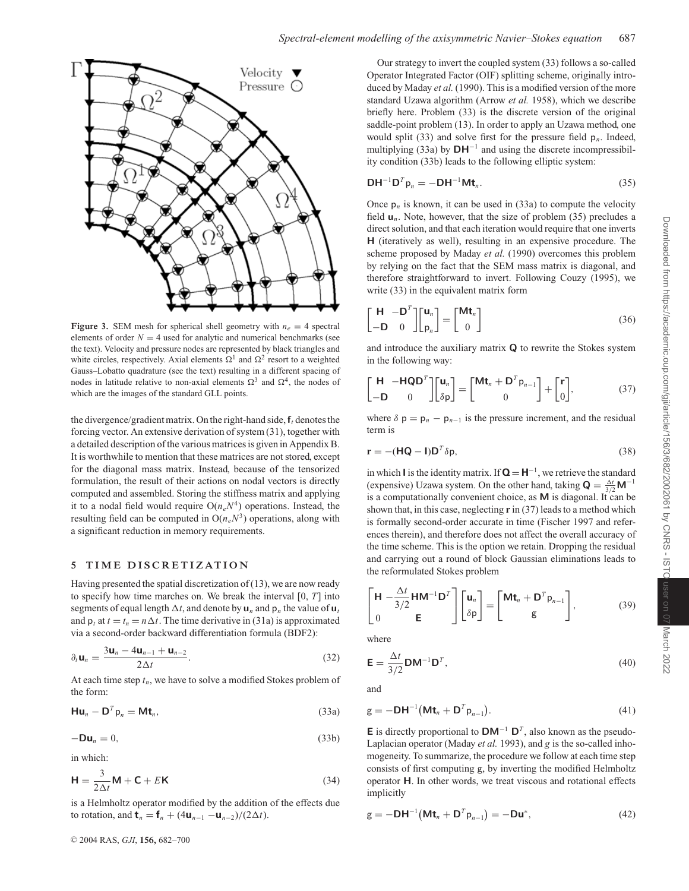**Figure 3.** SEM mesh for spherical shell geometry with $n_e = 4$ spectral elements of order $N = 4$ used for analytic and numerical benchmarks (see the text). Velocity and pressure nodes are represented by black triangles and white circles, respectively. Axial elements $\Omega^1$ and $\Omega^2$ resort to a weighted Gauss–Lobatto quadrature (see the text) resulting in a different spacing of nodes in latitude relative to non-axial elements $\Omega^3$ and $\Omega^4$, the nodes of which are the images of the standard GLL points.

the divergence/gradient matrix. On the right-hand side, $\mathbf{f}_t$ denotes the forcing vector. An extensive derivation of system (31), together with a detailed description of the various matrices is given in Appendix B. It is worthwhile to mention that these matrices are not stored, except for the diagonal mass matrix. Instead, because of the tensorized formulation, the result of their actions on nodal vectors is directly computed and assembled. Storing the stiffness matrix and applying it to a nodal field would require $O(n_e N^4)$ operations. Instead, the resulting field can be computed in $O(n_e N^3)$ operations, along with a significant reduction in memory requirements.

## 5 TIME DISCRETIZATION

Having presented the spatial discretization of (13), we are now ready to specify how time marches on. We break the interval $[0, T]$ into segments of equal length $\Delta t$, and denote by $\mathbf{u}_n$ and $\mathsf{p}_n$ the value of $\mathbf{u}_t$ and $\mathsf{p}_t$ at $t = t_n = n\Delta t$. The time derivative in (31a) is approximated via a second-order backward differentiation formula (BDF2):

$$\partial_t \mathbf{u}_n = \frac{3\mathbf{u}_n - 4\mathbf{u}_{n-1} + \mathbf{u}_{n-2}}{2\Delta t}. \tag{32}$$

At each time step $t_n$, we have to solve a modified Stokes problem of the form:

$$\mathbf{H}\mathbf{u}_n - \mathbf{D}^T \mathsf{p}_n = \mathbf{M}\mathbf{t}_n, \tag{33a}$$

$$-\mathbf{D}\mathbf{u}_n = 0, \tag{33b}$$

in which:

$$\mathbf{H} = \frac{3}{2\Delta t}\mathbf{M} + \mathbf{C} + E\mathbf{K} \tag{34}$$

is a Helmholtz operator modified by the addition of the effects due to rotation, and $\mathbf{t}_n = \mathbf{f}_n + (4\mathbf{u}_{n-1} - \mathbf{u}_{n-2})/(2\Delta t)$.

Our strategy to invert the coupled system (33) follows a so-called Operator Integrated Factor (OIF) splitting scheme, originally introduced by Maday *et al.* (1990). This is a modified version of the more standard Uzawa algorithm (Arrow *et al.* 1958), which we describe briefly here. Problem (33) is the discrete version of the original saddle-point problem (13). In order to apply an Uzawa method, one would split (33) and solve first for the pressure field $\mathsf{p}_n$. Indeed, multiplying (33a) by $\mathbf{D}\mathbf{H}^{-1}$ and using the discrete incompressibility condition (33b) leads to the following elliptic system:

$$\mathbf{D}\mathbf{H}^{-1}\mathbf{D}^T \mathsf{p}_n = -\mathbf{D}\mathbf{H}^{-1}\mathbf{M}\mathbf{t}_n. \tag{35}$$

Once $\mathsf{p}_n$ is known, it can be used in (33a) to compute the velocity field $\mathbf{u}_n$. Note, however, that the size of problem (35) precludes a direct solution, and that each iteration would require that one inverts $\mathbf{H}$ (iteratively as well), resulting in an expensive procedure. The scheme proposed by Maday *et al.* (1990) overcomes this problem by relying on the fact that the SEM mass matrix is diagonal, and therefore straightforward to invert. Following Couzy (1995), we write (33) in the equivalent matrix form

$$\begin{bmatrix} \mathbf{H} & -\mathbf{D}^T \\ -\mathbf{D} & 0 \end{bmatrix} \begin{bmatrix} \mathbf{u}_n \\ \mathsf{p}_n \end{bmatrix} = \begin{bmatrix} \mathbf{M}\mathbf{t}_n \\ 0 \end{bmatrix} \tag{36}$$

and introduce the auxiliary matrix $\mathbf{Q}$ to rewrite the Stokes system in the following way:

$$\begin{bmatrix} \mathbf{H} & -\mathbf{H}\mathbf{Q}\mathbf{D}^T \\ -\mathbf{D} & 0 \end{bmatrix} \begin{bmatrix} \mathbf{u}_n \\ \delta\mathsf{p} \end{bmatrix} = \begin{bmatrix} \mathbf{M}\mathbf{t}_n + \mathbf{D}^T \mathsf{p}_{n-1} \\ 0 \end{bmatrix} + \begin{bmatrix} \mathbf{r} \\ 0 \end{bmatrix}, \tag{37}$$

where $\delta\,\mathsf{p} = \mathsf{p}_n - \mathsf{p}_{n-1}$ is the pressure increment, and the residual term is

$$\mathbf{r} = -(\mathbf{H}\mathbf{Q} - \mathbf{I})\mathbf{D}^T \delta\mathsf{p}, \tag{38}$$

in which $\mathbf{I}$ is the identity matrix. If $\mathbf{Q} = \mathbf{H}^{-1}$, we retrieve the standard (expensive) Uzawa system. On the other hand, taking $\mathbf{Q} = \frac{\Delta t}{3/2}\mathbf{M}^{-1}$ is a computationally convenient choice, as $\mathbf{M}$ is diagonal. It can be shown that, in this case, neglecting $\mathbf{r}$ in (37) leads to a method which is formally second-order accurate in time (Fischer 1997 and references therein), and therefore does not affect the overall accuracy of the time scheme. This is the option we retain. Dropping the residual and carrying out a round of block Gaussian eliminations leads to the reformulated Stokes problem

$$\begin{bmatrix} \mathbf{H} & -\frac{\Delta t}{3/2}\mathbf{H}\mathbf{M}^{-1}\mathbf{D}^T \\ 0 & \mathbf{E} \end{bmatrix} \begin{bmatrix} \mathbf{u}_n \\ \delta\mathsf{p} \end{bmatrix} = \begin{bmatrix} \mathbf{M}\mathbf{t}_n + \mathbf{D}^T \mathsf{p}_{n-1} \\ \mathsf{g} \end{bmatrix}, \tag{39}$$

where

$$\mathbf{E} = \frac{\Delta t}{3/2}\mathbf{D}\mathbf{M}^{-1}\mathbf{D}^T, \tag{40}$$

and

$$\mathsf{g} = -\mathbf{D}\mathbf{H}^{-1}\left(\mathbf{M}\mathbf{t}_n + \mathbf{D}^T \mathsf{p}_{n-1}\right). \tag{41}$$

$\mathbf{E}$ is directly proportional to $\mathbf{D}\mathbf{M}^{-1}\,\mathbf{D}^T$, also known as the pseudo-Laplacian operator (Maday *et al.* 1993), and $g$ is the so-called inhomogeneity. To summarize, the procedure we follow at each time step consists of first computing g, by inverting the modified Helmholtz operator $\mathbf{H}$. In other words, we treat viscous and rotational effects implicitly

$$\mathsf{g} = -\mathbf{D}\mathbf{H}^{-1}\left(\mathbf{M}\mathbf{t}_n + \mathbf{D}^T \mathsf{p}_{n-1}\right) = -\mathbf{D}\mathbf{u}^*, \tag{42}$$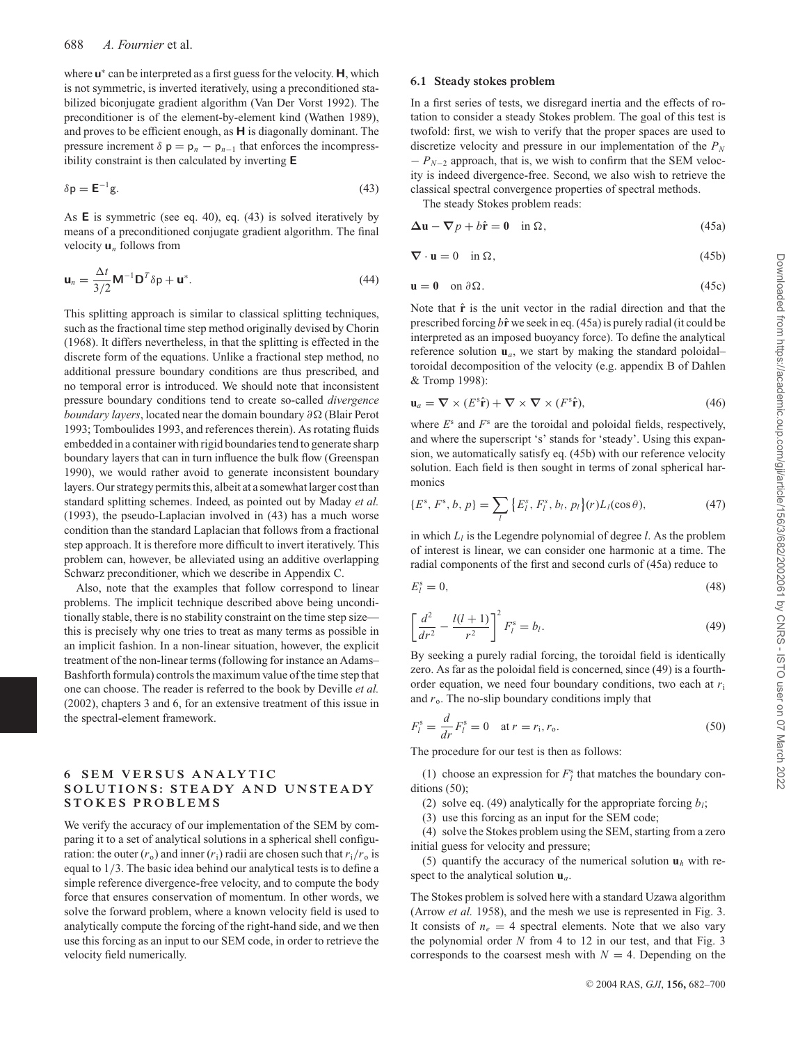where $\mathbf{u}^*$ can be interpreted as a first guess for the velocity. $\mathsf{H}$, which is not symmetric, is inverted iteratively, using a preconditioned stabilized biconjugate gradient algorithm (Van Der Vorst 1992). The preconditioner is of the element-by-element kind (Wathen 1989), and proves to be efficient enough, as $\mathsf{H}$ is diagonally dominant. The pressure increment $\delta\, \mathsf{p} = \mathsf{p}_n - \mathsf{p}_{n-1}$ that enforces the incompressibility constraint is then calculated by inverting $\mathsf{E}$

$$\delta \mathsf{p} = \mathsf{E}^{-1} \mathsf{g}. \tag{43}$$

As $\mathsf{E}$ is symmetric (see eq. 40), eq. (43) is solved iteratively by means of a preconditioned conjugate gradient algorithm. The final velocity $\mathbf{u}_n$ follows from

$$\mathbf{u}_n = \frac{\Delta t}{3/2} \mathsf{M}^{-1} \mathsf{D}^T \delta \mathsf{p} + \mathbf{u}^*. \tag{44}$$

This splitting approach is similar to classical splitting techniques, such as the fractional time step method originally devised by Chorin (1968). It differs nevertheless, in that the splitting is effected in the discrete form of the equations. Unlike a fractional step method, no additional pressure boundary conditions are thus prescribed, and no temporal error is introduced. We should note that inconsistent pressure boundary conditions tend to create so-called *divergence boundary layers*, located near the domain boundary $\partial\Omega$ (Blair Perot 1993; Tomboulides 1993, and references therein). As rotating fluids embedded in a container with rigid boundaries tend to generate sharp boundary layers that can in turn influence the bulk flow (Greenspan 1990), we would rather avoid to generate inconsistent boundary layers. Our strategy permits this, albeit at a somewhat larger cost than standard splitting schemes. Indeed, as pointed out by Maday *et al.* (1993), the pseudo-Laplacian involved in (43) has a much worse condition than the standard Laplacian that follows from a fractional step approach. It is therefore more difficult to invert iteratively. This problem can, however, be alleviated using an additive overlapping Schwarz preconditioner, which we describe in Appendix C.

Also, note that the examples that follow correspond to linear problems. The implicit technique described above being unconditionally stable, there is no stability constraint on the time step size—this is precisely why one tries to treat as many terms as possible in an implicit fashion. In a non-linear situation, however, the explicit treatment of the non-linear terms (following for instance an Adams–Bashforth formula) controls the maximum value of the time step that one can choose. The reader is referred to the book by Deville *et al.* (2002), chapters 3 and 6, for an extensive treatment of this issue in the spectral-element framework.

## 6 SEM VERSUS ANALYTIC SOLUTIONS: STEADY AND UNSTEADY STOKES PROBLEMS

We verify the accuracy of our implementation of the SEM by comparing it to a set of analytical solutions in a spherical shell configuration: the outer ($r_o$) and inner ($r_i$) radii are chosen such that $r_i/r_o$ is equal to $1/3$. The basic idea behind our analytical tests is to define a simple reference divergence-free velocity, and to compute the body force that ensures conservation of momentum. In other words, we solve the forward problem, where a known velocity field is used to analytically compute the forcing of the right-hand side, and we then use this forcing as an input to our SEM code, in order to retrieve the velocity field numerically.

### 6.1 Steady stokes problem

In a first series of tests, we disregard inertia and the effects of rotation to consider a steady Stokes problem. The goal of this test is twofold: first, we wish to verify that the proper spaces are used to discretize velocity and pressure in our implementation of the $P_N - P_{N-2}$ approach, that is, we wish to confirm that the SEM velocity is indeed divergence-free. Second, we also wish to retrieve the classical spectral convergence properties of spectral methods.

The steady Stokes problem reads:

$$\boldsymbol{\Delta} \mathbf{u} - \boldsymbol{\nabla} p + b\hat{\mathbf{r}} = \mathbf{0} \quad \text{in } \Omega, \tag{45a}$$

$$\boldsymbol{\nabla} \cdot \mathbf{u} = 0 \quad \text{in } \Omega, \tag{45b}$$

$$\mathbf{u} = \mathbf{0} \quad \text{on } \partial\Omega. \tag{45c}$$

Note that $\hat{\mathbf{r}}$ is the unit vector in the radial direction and that the prescribed forcing $b\hat{\mathbf{r}}$ we seek in eq. (45a) is purely radial (it could be interpreted as an imposed buoyancy force). To define the analytical reference solution $\mathbf{u}_a$, we start by making the standard poloidal–toroidal decomposition of the velocity (e.g. appendix B of Dahlen & Tromp 1998):

$$\mathbf{u}_a = \boldsymbol{\nabla} \times (E^s \hat{\mathbf{r}}) + \boldsymbol{\nabla} \times \boldsymbol{\nabla} \times (F^s \hat{\mathbf{r}}), \tag{46}$$

where $E^s$ and $F^s$ are the toroidal and poloidal fields, respectively, and where the superscript 's' stands for 'steady'. Using this expansion, we automatically satisfy eq. (45b) with our reference velocity solution. Each field is then sought in terms of zonal spherical harmonics

$$\{E^s, F^s, b, p\} = \sum_l \left\{E_l^s, F_l^s, b_l, p_l\right\}(r) L_l(\cos\theta), \tag{47}$$

in which $L_l$ is the Legendre polynomial of degree $l$. As the problem of interest is linear, we can consider one harmonic at a time. The radial components of the first and second curls of (45a) reduce to

$$E_l^s = 0, \tag{48}$$

$$\left[\frac{d^2}{dr^2} - \frac{l(l+1)}{r^2}\right]^2 F_l^s = b_l. \tag{49}$$

By seeking a purely radial forcing, the toroidal field is identically zero. As far as the poloidal field is concerned, since (49) is a fourth-order equation, we need four boundary conditions, two each at $r_i$ and $r_o$. The no-slip boundary conditions imply that

$$F_l^s = \frac{d}{dr} F_l^s = 0 \quad \text{at } r = r_i, r_o. \tag{50}$$

The procedure for our test is then as follows:

(1) choose an expression for $F_l^s$ that matches the boundary conditions (50);

(2) solve eq. (49) analytically for the appropriate forcing $b_l$;

(3) use this forcing as an input for the SEM code;

(4) solve the Stokes problem using the SEM, starting from a zero initial guess for velocity and pressure;

(5) quantify the accuracy of the numerical solution $\mathbf{u}_h$ with respect to the analytical solution $\mathbf{u}_a$.

The Stokes problem is solved here with a standard Uzawa algorithm (Arrow *et al.* 1958), and the mesh we use is represented in Fig. 3. It consists of $n_e = 4$ spectral elements. Note that we also vary the polynomial order $N$ from 4 to 12 in our test, and that Fig. 3 corresponds to the coarsest mesh with $N = 4$. Depending on the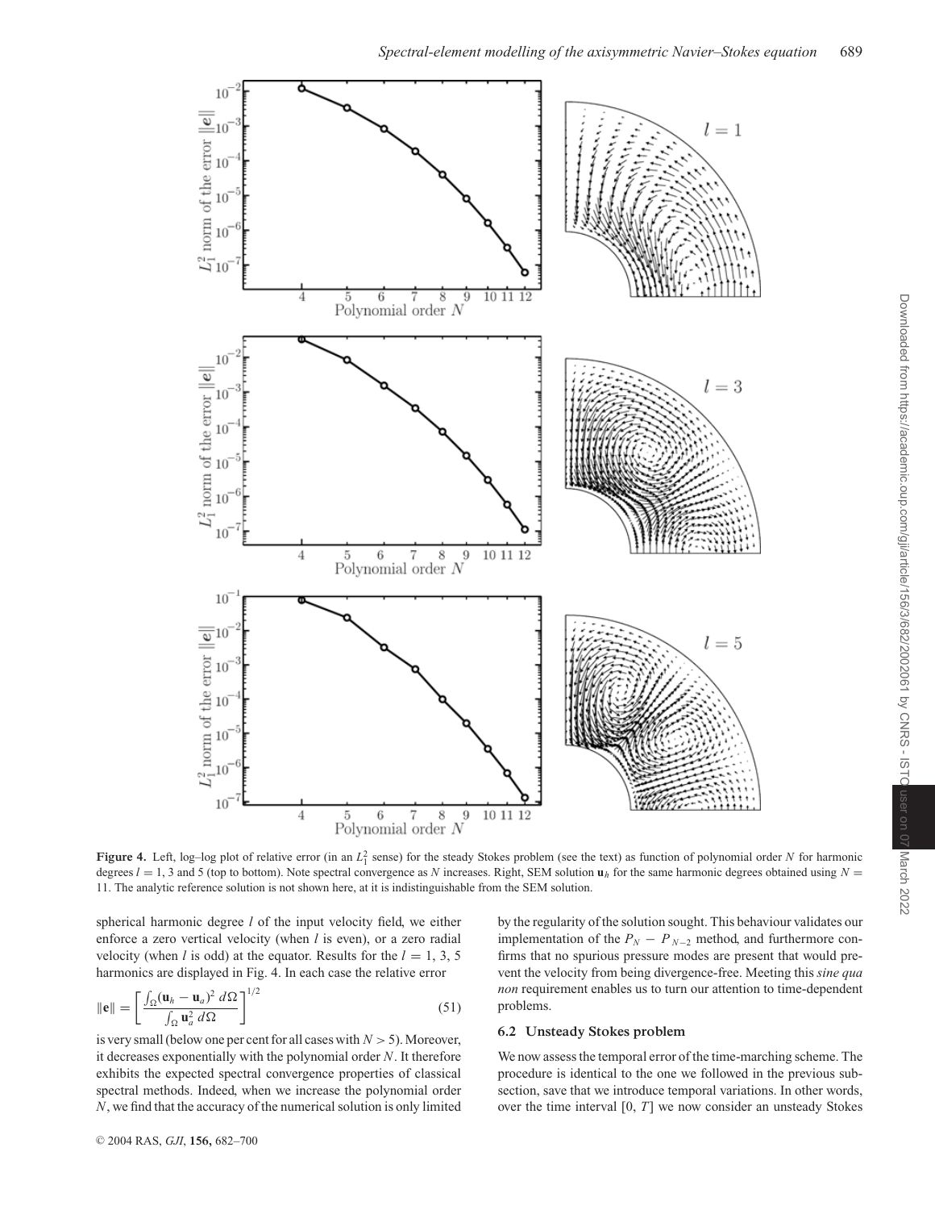**Figure 4.** Left, log–log plot of relative error (in an $L_1^2$ sense) for the steady Stokes problem (see the text) as function of polynomial order $N$ for harmonic degrees $l = 1$, 3 and 5 (top to bottom). Note spectral convergence as $N$ increases. Right, SEM solution $\mathbf{u}_h$ for the same harmonic degrees obtained using $N = 11$. The analytic reference solution is not shown here, at it is indistinguishable from the SEM solution.

spherical harmonic degree $l$ of the input velocity field, we either enforce a zero vertical velocity (when $l$ is even), or a zero radial velocity (when $l$ is odd) at the equator. Results for the $l = 1$, 3, 5 harmonics are displayed in Fig. 4. In each case the relative error

$$\|\mathbf{e}\| = \left[ \frac{\int_\Omega (\mathbf{u}_h - \mathbf{u}_a)^2 \, d\Omega}{\int_\Omega \mathbf{u}_a^2 \, d\Omega} \right]^{1/2} \tag{51}$$

is very small (below one per cent for all cases with $N > 5$). Moreover, it decreases exponentially with the polynomial order $N$. It therefore exhibits the expected spectral convergence properties of classical spectral methods. Indeed, when we increase the polynomial order $N$, we find that the accuracy of the numerical solution is only limited by the regularity of the solution sought. This behaviour validates our implementation of the $P_N - P_{N-2}$ method, and furthermore confirms that no spurious pressure modes are present that would prevent the velocity from being divergence-free. Meeting this *sine qua non* requirement enables us to turn our attention to time-dependent problems.

### 6.2 Unsteady Stokes problem

We now assess the temporal error of the time-marching scheme. The procedure is identical to the one we followed in the previous subsection, save that we introduce temporal variations. In other words, over the time interval $[0, T]$ we now consider an unsteady Stokes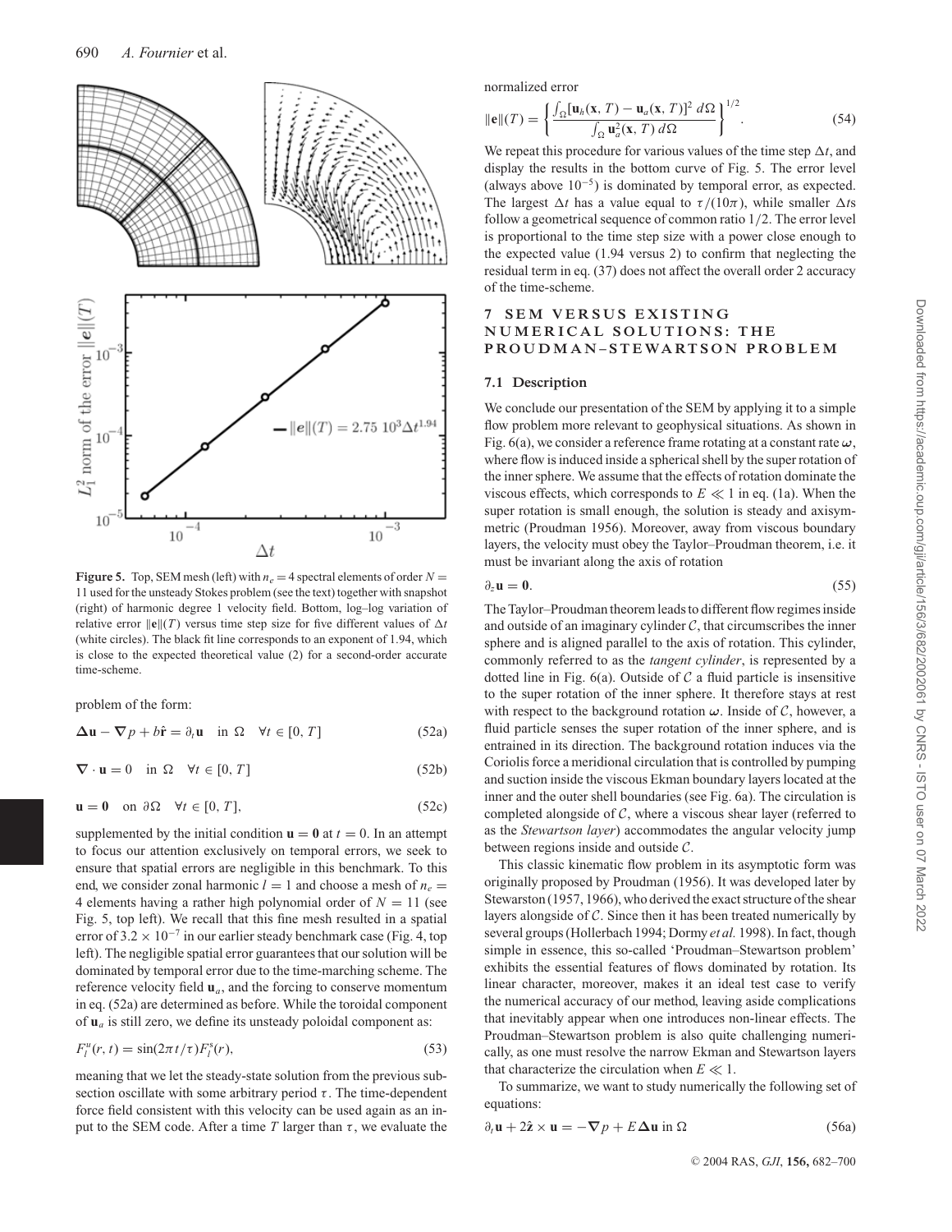**Figure 5.** Top, SEM mesh (left) with $n_e = 4$ spectral elements of order $N = 11$ used for the unsteady Stokes problem (see the text) together with snapshot (right) of harmonic degree 1 velocity field. Bottom, log–log variation of relative error $\|\mathbf{e}\|(T)$ versus time step size for five different values of $\Delta t$ (white circles). The black fit line corresponds to an exponent of 1.94, which is close to the expected theoretical value (2) for a second-order accurate time-scheme.

problem of the form:

$$\boldsymbol{\Delta}\mathbf{u} - \boldsymbol{\nabla} p + b\hat{\mathbf{r}} = \partial_t \mathbf{u} \quad \text{in } \Omega \quad \forall t \in [0, T] \tag{52a}$$

$$\boldsymbol{\nabla} \cdot \mathbf{u} = 0 \quad \text{in } \Omega \quad \forall t \in [0, T] \tag{52b}$$

$$\mathbf{u} = \mathbf{0} \quad \text{on } \partial\Omega \quad \forall t \in [0, T], \tag{52c}$$

supplemented by the initial condition $\mathbf{u} = \mathbf{0}$ at $t = 0$. In an attempt to focus our attention exclusively on temporal errors, we seek to ensure that spatial errors are negligible in this benchmark. To this end, we consider zonal harmonic $l = 1$ and choose a mesh of $n_e = 4$ elements having a rather high polynomial order of $N = 11$ (see Fig. 5, top left). We recall that this fine mesh resulted in a spatial error of $3.2 \times 10^{-7}$ in our earlier steady benchmark case (Fig. 4, top left). The negligible spatial error guarantees that our solution will be dominated by temporal error due to the time-marching scheme. The reference velocity field $\mathbf{u}_a$, and the forcing to conserve momentum in eq. (52a) are determined as before. While the toroidal component of $\mathbf{u}_a$ is still zero, we define its unsteady poloidal component as:

$$F^u_l(r, t) = \sin(2\pi t/\tau) F^s_l(r), \tag{53}$$

meaning that we let the steady-state solution from the previous subsection oscillate with some arbitrary period $\tau$. The time-dependent force field consistent with this velocity can be used again as an input to the SEM code. After a time $T$ larger than $\tau$, we evaluate the normalized error

$$\|\mathbf{e}\|(T) = \left\{ \frac{\int_\Omega [\mathbf{u}_h(\mathbf{x}, T) - \mathbf{u}_a(\mathbf{x}, T)]^2 \, d\Omega}{\int_\Omega \mathbf{u}_a^2(\mathbf{x}, T) \, d\Omega} \right\}^{1/2}. \tag{54}$$

We repeat this procedure for various values of the time step $\Delta t$, and display the results in the bottom curve of Fig. 5. The error level (always above $10^{-5}$) is dominated by temporal error, as expected. The largest $\Delta t$ has a value equal to $\tau/(10\pi)$, while smaller $\Delta t$s follow a geometrical sequence of common ratio 1/2. The error level is proportional to the time step size with a power close enough to the expected value (1.94 versus 2) to confirm that neglecting the residual term in eq. (37) does not affect the overall order 2 accuracy of the time-scheme.

## 7 SEM VERSUS EXISTING NUMERICAL SOLUTIONS: THE PROUDMAN–STEWARTSON PROBLEM

### 7.1 Description

We conclude our presentation of the SEM by applying it to a simple flow problem more relevant to geophysical situations. As shown in Fig. 6(a), we consider a reference frame rotating at a constant rate $\boldsymbol{\omega}$, where flow is induced inside a spherical shell by the super rotation of the inner sphere. We assume that the effects of rotation dominate the viscous effects, which corresponds to $E \ll 1$ in eq. (1a). When the super rotation is small enough, the solution is steady and axisymmetric (Proudman 1956). Moreover, away from viscous boundary layers, the velocity must obey the Taylor–Proudman theorem, i.e. it must be invariant along the axis of rotation

$$\partial_z \mathbf{u} = \mathbf{0}. \tag{55}$$

The Taylor–Proudman theorem leads to different flow regimes inside and outside of an imaginary cylinder $\mathcal{C}$, that circumscribes the inner sphere and is aligned parallel to the axis of rotation. This cylinder, commonly referred to as the *tangent cylinder*, is represented by a dotted line in Fig. 6(a). Outside of $\mathcal{C}$ a fluid particle is insensitive to the super rotation of the inner sphere. It therefore stays at rest with respect to the background rotation $\boldsymbol{\omega}$. Inside of $\mathcal{C}$, however, a fluid particle senses the super rotation of the inner sphere, and is entrained in its direction. The background rotation induces via the Coriolis force a meridional circulation that is controlled by pumping and suction inside the viscous Ekman boundary layers located at the inner and the outer shell boundaries (see Fig. 6a). The circulation is completed alongside of $\mathcal{C}$, where a viscous shear layer (referred to as the *Stewartson layer*) accommodates the angular velocity jump between regions inside and outside $\mathcal{C}$.

This classic kinematic flow problem in its asymptotic form was originally proposed by Proudman (1956). It was developed later by Stewartson (1957, 1966), who derived the exact structure of the shear layers alongside of $\mathcal{C}$. Since then it has been treated numerically by several groups (Hollerbach 1994; Dormy *et al.* 1998). In fact, though simple in essence, this so-called 'Proudman–Stewartson problem' exhibits the essential features of flows dominated by rotation. Its linear character, moreover, makes it an ideal test case to verify the numerical accuracy of our method, leaving aside complications that inevitably appear when one introduces non-linear effects. The Proudman–Stewartson problem is also quite challenging numerically, as one must resolve the narrow Ekman and Stewartson layers that characterize the circulation when $E \ll 1$.

To summarize, we want to study numerically the following set of equations:

$$\partial_t \mathbf{u} + 2\hat{\mathbf{z}} \times \mathbf{u} = -\boldsymbol{\nabla} p + E\boldsymbol{\Delta}\mathbf{u} \text{ in } \Omega \tag{56a}$$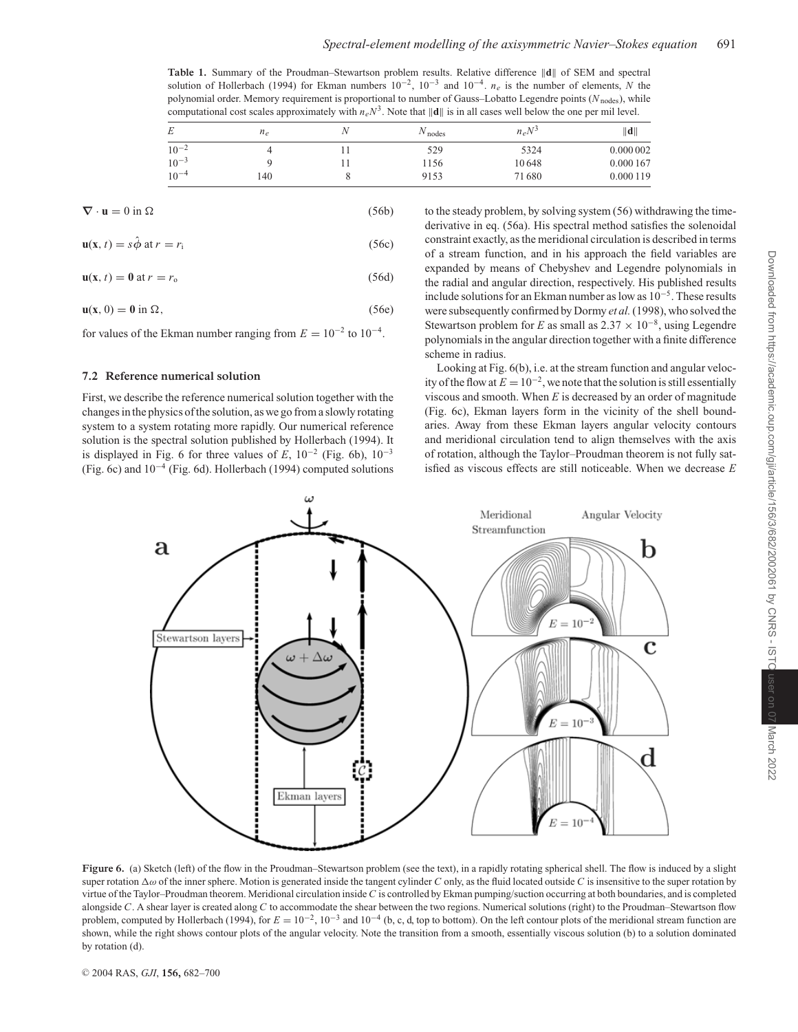**Table 1.** Summary of the Proudman–Stewartson problem results. Relative difference $\|\mathbf{d}\|$ of SEM and spectral solution of Hollerbach (1994) for Ekman numbers $10^{-2}$, $10^{-3}$ and $10^{-4}$. $n_e$ is the number of elements, $N$ the polynomial order. Memory requirement is proportional to number of Gauss–Lobatto Legendre points ($N_{\text{nodes}}$), while computational cost scales approximately with $n_e N^3$. Note that $\|\mathbf{d}\|$ is in all cases well below the one per mil level.

| $E$ | $n_e$ | $N$ | $N_{\text{nodes}}$ | $n_e N^3$ | $\|\mathbf{d}\|$ |
|---|---|---|---|---|---|
| $10^{-2}$ | 4 | 11 | 529 | 5324 | 0.000 002 |
| $10^{-3}$ | 9 | 11 | 1156 | 10 648 | 0.000 167 |
| $10^{-4}$ | 140 | 8 | 9153 | 71 680 | 0.000 119 |

$$\nabla \cdot \mathbf{u} = 0 \text{ in } \Omega \tag{56b}$$

$$\mathbf{u}(\mathbf{x}, t) = s\hat{\phi} \text{ at } r = r_{\text{i}} \tag{56c}$$

$$\mathbf{u}(\mathbf{x}, t) = \mathbf{0} \text{ at } r = r_{\text{o}} \tag{56d}$$

$$\mathbf{u}(\mathbf{x}, 0) = \mathbf{0} \text{ in } \Omega, \tag{56e}$$

for values of the Ekman number ranging from $E = 10^{-2}$ to $10^{-4}$.

### 7.2 Reference numerical solution

First, we describe the reference numerical solution together with the changes in the physics of the solution, as we go from a slowly rotating system to a system rotating more rapidly. Our numerical reference solution is the spectral solution published by Hollerbach (1994). It is displayed in Fig. 6 for three values of $E$, $10^{-2}$ (Fig. 6b), $10^{-3}$ (Fig. 6c) and $10^{-4}$ (Fig. 6d). Hollerbach (1994) computed solutions to the steady problem, by solving system (56) withdrawing the time-derivative in eq. (56a). His spectral method satisfies the solenoidal constraint exactly, as the meridional circulation is described in terms of a stream function, and in his approach the field variables are expanded by means of Chebyshev and Legendre polynomials in the radial and angular direction, respectively. His published results include solutions for an Ekman number as low as $10^{-5}$. These results were subsequently confirmed by Dormy *et al.* (1998), who solved the Stewartson problem for $E$ as small as $2.37 \times 10^{-8}$, using Legendre polynomials in the angular direction together with a finite difference scheme in radius.

Looking at Fig. 6(b), i.e. at the stream function and angular velocity of the flow at $E = 10^{-2}$, we note that the solution is still essentially viscous and smooth. When $E$ is decreased by an order of magnitude (Fig. 6c), Ekman layers form in the vicinity of the shell boundaries. Away from these Ekman layers angular velocity contours and meridional circulation tend to align themselves with the axis of rotation, although the Taylor–Proudman theorem is not fully satisfied as viscous effects are still noticeable. When we decrease $E$

**Figure 6.** (a) Sketch (left) of the flow in the Proudman–Stewartson problem (see the text), in a rapidly rotating spherical shell. The flow is induced by a slight super rotation $\Delta\omega$ of the inner sphere. Motion is generated inside the tangent cylinder $C$ only, as the fluid located outside $C$ is insensitive to the super rotation by virtue of the Taylor–Proudman theorem. Meridional circulation inside $C$ is controlled by Ekman pumping/suction occurring at both boundaries, and is completed alongside $C$. A shear layer is created along $C$ to accommodate the shear between the two regions. Numerical solutions (right) to the Proudman–Stewartson flow problem, computed by Hollerbach (1994), for $E = 10^{-2}$, $10^{-3}$ and $10^{-4}$ (b, c, d, top to bottom). On the left contour plots of the meridional stream function are shown, while the right shows contour plots of the angular velocity. Note the transition from a smooth, essentially viscous solution (b) to a solution dominated by rotation (d).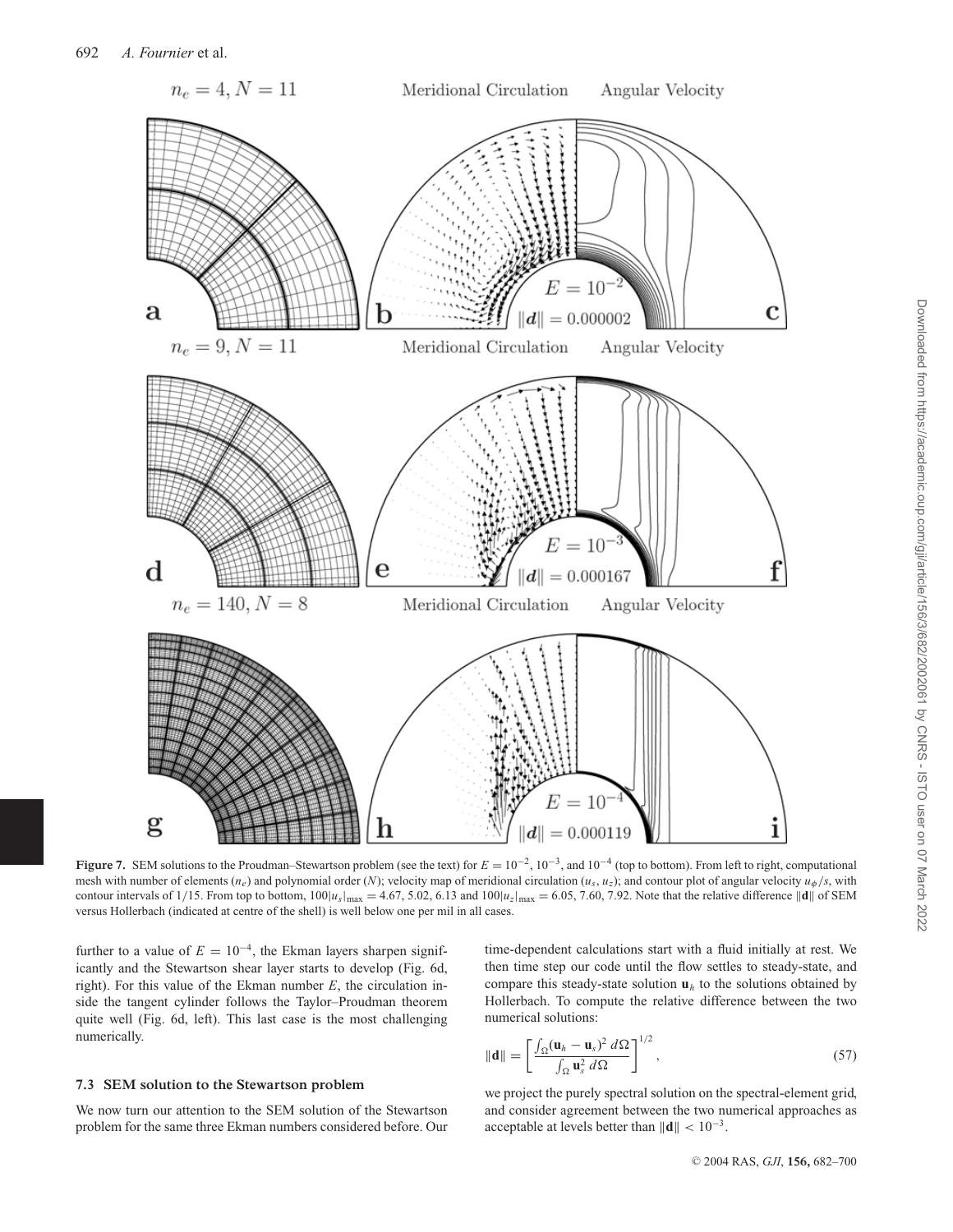**Figure 7.** SEM solutions to the Proudman–Stewartson problem (see the text) for $E = 10^{-2}$, $10^{-3}$, and $10^{-4}$ (top to bottom). From left to right, computational mesh with number of elements ($n_e$) and polynomial order ($N$); velocity map of meridional circulation ($u_s$, $u_z$); and contour plot of angular velocity $u_\phi/s$, with contour intervals of 1/15. From top to bottom, $100|u_s|_{\max} = 4.67$, 5.02, 6.13 and $100|u_z|_{\max} = 6.05$, 7.60, 7.92. Note that the relative difference $\|\mathbf{d}\|$ of SEM versus Hollerbach (indicated at centre of the shell) is well below one per mil in all cases.

further to a value of $E = 10^{-4}$, the Ekman layers sharpen significantly and the Stewartson shear layer starts to develop (Fig. 6d, right). For this value of the Ekman number $E$, the circulation inside the tangent cylinder follows the Taylor–Proudman theorem quite well (Fig. 6d, left). This last case is the most challenging numerically.

### 7.3 SEM solution to the Stewartson problem

We now turn our attention to the SEM solution of the Stewartson problem for the same three Ekman numbers considered before. Our time-dependent calculations start with a fluid initially at rest. We then time step our code until the flow settles to steady-state, and compare this steady-state solution $\mathbf{u}_h$ to the solutions obtained by Hollerbach. To compute the relative difference between the two numerical solutions:

$$\|\mathbf{d}\| = \left[\frac{\int_\Omega (\mathbf{u}_h - \mathbf{u}_s)^2 \, d\Omega}{\int_\Omega \mathbf{u}_s^2 \, d\Omega}\right]^{1/2}, \tag{57}$$

we project the purely spectral solution on the spectral-element grid, and consider agreement between the two numerical approaches as acceptable at levels better than $\|\mathbf{d}\| < 10^{-3}$.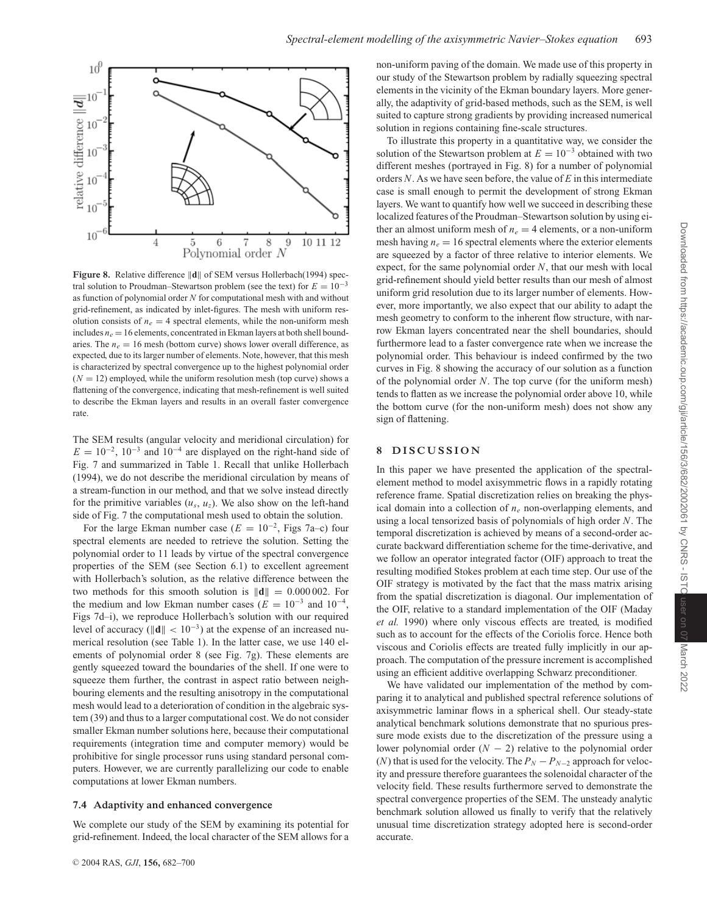**Figure 8.** Relative difference $\|\mathbf{d}\|$ of SEM versus Hollerbach(1994) spectral solution to Proudman–Stewartson problem (see the text) for $E = 10^{-3}$ as function of polynomial order $N$ for computational mesh with and without grid-refinement, as indicated by inlet-figures. The mesh with uniform resolution consists of $n_e = 4$ spectral elements, while the non-uniform mesh includes $n_e = 16$ elements, concentrated in Ekman layers at both shell boundaries. The $n_e = 16$ mesh (bottom curve) shows lower overall difference, as expected, due to its larger number of elements. Note, however, that this mesh is characterized by spectral convergence up to the highest polynomial order ($N = 12$) employed, while the uniform resolution mesh (top curve) shows a flattening of the convergence, indicating that mesh-refinement is well suited to describe the Ekman layers and results in an overall faster convergence rate.

The SEM results (angular velocity and meridional circulation) for $E = 10^{-2}$, $10^{-3}$ and $10^{-4}$ are displayed on the right-hand side of Fig. 7 and summarized in Table 1. Recall that unlike Hollerbach (1994), we do not describe the meridional circulation by means of a stream-function in our method, and that we solve instead directly for the primitive variables $(u_s, u_z)$. We also show on the left-hand side of Fig. 7 the computational mesh used to obtain the solution.

For the large Ekman number case ($E = 10^{-2}$, Figs 7a–c) four spectral elements are needed to retrieve the solution. Setting the polynomial order to 11 leads by virtue of the spectral convergence properties of the SEM (see Section 6.1) to excellent agreement with Hollerbach's solution, as the relative difference between the two methods for this smooth solution is $\|\mathbf{d}\| = 0.000\,002$. For the medium and low Ekman number cases ($E = 10^{-3}$ and $10^{-4}$, Figs 7d–i), we reproduce Hollerbach's solution with our required level of accuracy ($\|\mathbf{d}\| < 10^{-3}$) at the expense of an increased numerical resolution (see Table 1). In the latter case, we use 140 elements of polynomial order 8 (see Fig. 7g). These elements are gently squeezed toward the boundaries of the shell. If one were to squeeze them further, the contrast in aspect ratio between neighbouring elements and the resulting anisotropy in the computational mesh would lead to a deterioration of condition in the algebraic system (39) and thus to a larger computational cost. We do not consider smaller Ekman number solutions here, because their computational requirements (integration time and computer memory) would be prohibitive for single processor runs using standard personal computers. However, we are currently parallelizing our code to enable computations at lower Ekman numbers.

### 7.4 Adaptivity and enhanced convergence

We complete our study of the SEM by examining its potential for grid-refinement. Indeed, the local character of the SEM allows for a non-uniform paving of the domain. We made use of this property in our study of the Stewartson problem by radially squeezing spectral elements in the vicinity of the Ekman boundary layers. More generally, the adaptivity of grid-based methods, such as the SEM, is well suited to capture strong gradients by providing increased numerical solution in regions containing fine-scale structures.

To illustrate this property in a quantitative way, we consider the solution of the Stewartson problem at $E = 10^{-3}$ obtained with two different meshes (portrayed in Fig. 8) for a number of polynomial orders $N$. As we have seen before, the value of $E$ in this intermediate case is small enough to permit the development of strong Ekman layers. We want to quantify how well we succeed in describing these localized features of the Proudman–Stewartson solution by using either an almost uniform mesh of $n_e = 4$ elements, or a non-uniform mesh having $n_e = 16$ spectral elements where the exterior elements are squeezed by a factor of three relative to interior elements. We expect, for the same polynomial order $N$, that our mesh with local grid-refinement should yield better results than our mesh of almost uniform grid resolution due to its larger number of elements. However, more importantly, we also expect that our ability to adapt the mesh geometry to conform to the inherent flow structure, with narrow Ekman layers concentrated near the shell boundaries, should furthermore lead to a faster convergence rate when we increase the polynomial order. This behaviour is indeed confirmed by the two curves in Fig. 8 showing the accuracy of our solution as a function of the polynomial order $N$. The top curve (for the uniform mesh) tends to flatten as we increase the polynomial order above 10, while the bottom curve (for the non-uniform mesh) does not show any sign of flattening.

## 8 DISCUSSION

In this paper we have presented the application of the spectral-element method to model axisymmetric flows in a rapidly rotating reference frame. Spatial discretization relies on breaking the physical domain into a collection of $n_e$ non-overlapping elements, and using a local tensorized basis of polynomials of high order $N$. The temporal discretization is achieved by means of a second-order accurate backward differentiation scheme for the time-derivative, and we follow an operator integrated factor (OIF) approach to treat the resulting modified Stokes problem at each time step. Our use of the OIF strategy is motivated by the fact that the mass matrix arising from the spatial discretization is diagonal. Our implementation of the OIF, relative to a standard implementation of the OIF (Maday *et al.* 1990) where only viscous effects are treated, is modified such as to account for the effects of the Coriolis force. Hence both viscous and Coriolis effects are treated fully implicitly in our approach. The computation of the pressure increment is accomplished using an efficient additive overlapping Schwarz preconditioner.

We have validated our implementation of the method by comparing it to analytical and published spectral reference solutions of axisymmetric laminar flows in a spherical shell. Our steady-state analytical benchmark solutions demonstrate that no spurious pressure mode exists due to the discretization of the pressure using a lower polynomial order ($N - 2$) relative to the polynomial order ($N$) that is used for the velocity. The $P_N - P_{N-2}$ approach for velocity and pressure therefore guarantees the solenoidal character of the velocity field. These results furthermore served to demonstrate the spectral convergence properties of the SEM. The unsteady analytic benchmark solution allowed us finally to verify that the relatively unusual time discretization strategy adopted here is second-order accurate.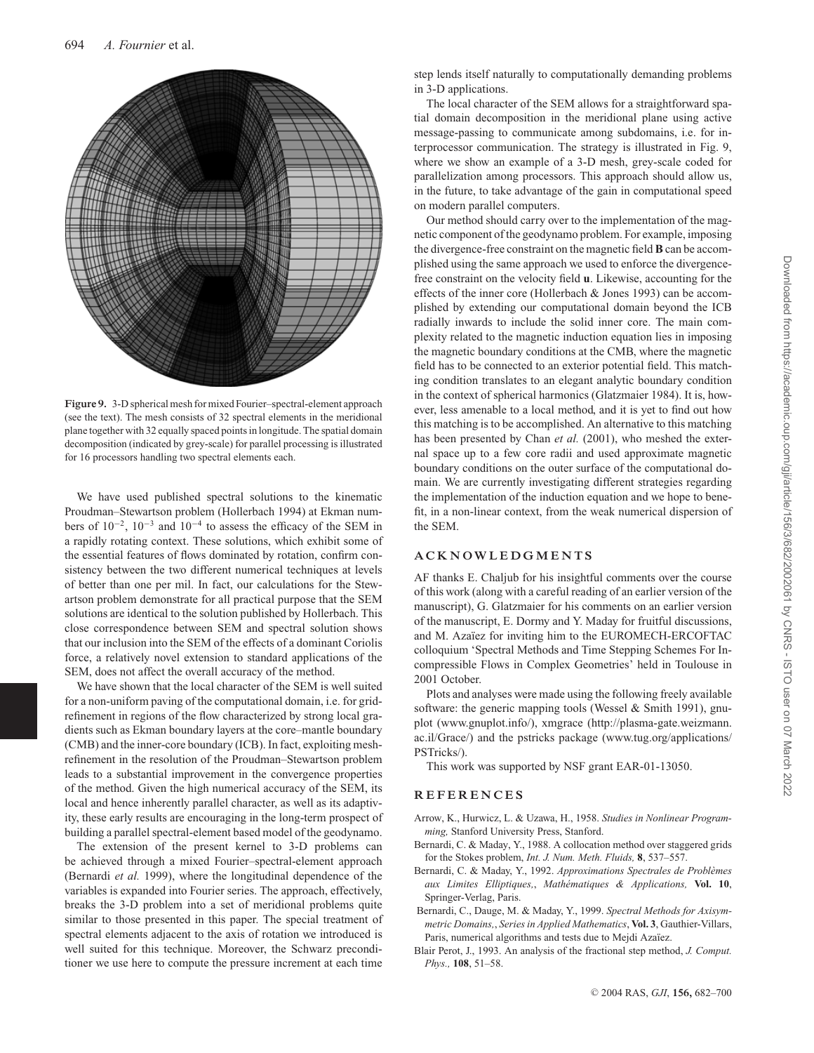**Figure 9.** 3-D spherical mesh for mixed Fourier–spectral-element approach (see the text). The mesh consists of 32 spectral elements in the meridional plane together with 32 equally spaced points in longitude. The spatial domain decomposition (indicated by grey-scale) for parallel processing is illustrated for 16 processors handling two spectral elements each.

We have used published spectral solutions to the kinematic Proudman–Stewartson problem (Hollerbach 1994) at Ekman numbers of $10^{-2}$, $10^{-3}$ and $10^{-4}$ to assess the efficacy of the SEM in a rapidly rotating context. These solutions, which exhibit some of the essential features of flows dominated by rotation, confirm consistency between the two different numerical techniques at levels of better than one per mil. In fact, our calculations for the Stewartson problem demonstrate for all practical purpose that the SEM solutions are identical to the solution published by Hollerbach. This close correspondence between SEM and spectral solution shows that our inclusion into the SEM of the effects of a dominant Coriolis force, a relatively novel extension to standard applications of the SEM, does not affect the overall accuracy of the method.

We have shown that the local character of the SEM is well suited for a non-uniform paving of the computational domain, i.e. for grid-refinement in regions of the flow characterized by strong local gradients such as Ekman boundary layers at the core–mantle boundary (CMB) and the inner-core boundary (ICB). In fact, exploiting mesh-refinement in the resolution of the Proudman–Stewartson problem leads to a substantial improvement in the convergence properties of the method. Given the high numerical accuracy of the SEM, its local and hence inherently parallel character, as well as its adaptivity, these early results are encouraging in the long-term prospect of building a parallel spectral-element based model of the geodynamo.

The extension of the present kernel to 3-D problems can be achieved through a mixed Fourier–spectral-element approach (Bernardi *et al.* 1999), where the longitudinal dependence of the variables is expanded into Fourier series. The approach, effectively, breaks the 3-D problem into a set of meridional problems quite similar to those presented in this paper. The special treatment of spectral elements adjacent to the axis of rotation we introduced is well suited for this technique. Moreover, the Schwarz preconditioner we use here to compute the pressure increment at each time step lends itself naturally to computationally demanding problems in 3-D applications.

The local character of the SEM allows for a straightforward spatial domain decomposition in the meridional plane using active message-passing to communicate among subdomains, i.e. for interprocessor communication. The strategy is illustrated in Fig. 9, where we show an example of a 3-D mesh, grey-scale coded for parallelization among processors. This approach should allow us, in the future, to take advantage of the gain in computational speed on modern parallel computers.

Our method should carry over to the implementation of the magnetic component of the geodynamo problem. For example, imposing the divergence-free constraint on the magnetic field **B** can be accomplished using the same approach we used to enforce the divergence-free constraint on the velocity field **u**. Likewise, accounting for the effects of the inner core (Hollerbach & Jones 1993) can be accomplished by extending our computational domain beyond the ICB radially inwards to include the solid inner core. The main complexity related to the magnetic induction equation lies in imposing the magnetic boundary conditions at the CMB, where the magnetic field has to be connected to an exterior potential field. This matching condition translates to an elegant analytic boundary condition in the context of spherical harmonics (Glatzmaier 1984). It is, however, less amenable to a local method, and it is yet to find out how this matching is to be accomplished. An alternative to this matching has been presented by Chan *et al.* (2001), who meshed the external space up to a few core radii and used approximate magnetic boundary conditions on the outer surface of the computational domain. We are currently investigating different strategies regarding the implementation of the induction equation and we hope to benefit, in a non-linear context, from the weak numerical dispersion of the SEM.

## ACKNOWLEDGMENTS

AF thanks E. Chaljub for his insightful comments over the course of this work (along with a careful reading of an earlier version of the manuscript), G. Glatzmaier for his comments on an earlier version of the manuscript, E. Dormy and Y. Maday for fruitful discussions, and M. Azaïez for inviting him to the EUROMECH-ERCOFTAC colloquium 'Spectral Methods and Time Stepping Schemes For Incompressible Flows in Complex Geometries' held in Toulouse in 2001 October.

Plots and analyses were made using the following freely available software: the generic mapping tools (Wessel & Smith 1991), gnuplot (www.gnuplot.info/), xmgrace (http://plasma-gate.weizmann.ac.il/Grace/) and the pstricks package (www.tug.org/applications/PSTricks/).

This work was supported by NSF grant EAR-01-13050.

## REFERENCES

Arrow, K., Hurwicz, L. & Uzawa, H., 1958. *Studies in Nonlinear Programming,* Stanford University Press, Stanford.

Bernardi, C. & Maday, Y., 1988. A collocation method over staggered grids for the Stokes problem, *Int. J. Num. Meth. Fluids,* **8**, 537–557.

Bernardi, C. & Maday, Y., 1992. *Approximations Spectrales de Problèmes aux Limites Elliptiques,*, *Mathématiques & Applications,* **Vol. 10**, Springer-Verlag, Paris.

Bernardi, C., Dauge, M. & Maday, Y., 1999. *Spectral Methods for Axisymmetric Domains,*, *Series in Applied Mathematics*, **Vol. 3**, Gauthier-Villars, Paris, numerical algorithms and tests due to Mejdi Azaïez.

Blair Perot, J., 1993. An analysis of the fractional step method, *J. Comput. Phys.,* **108**, 51–58.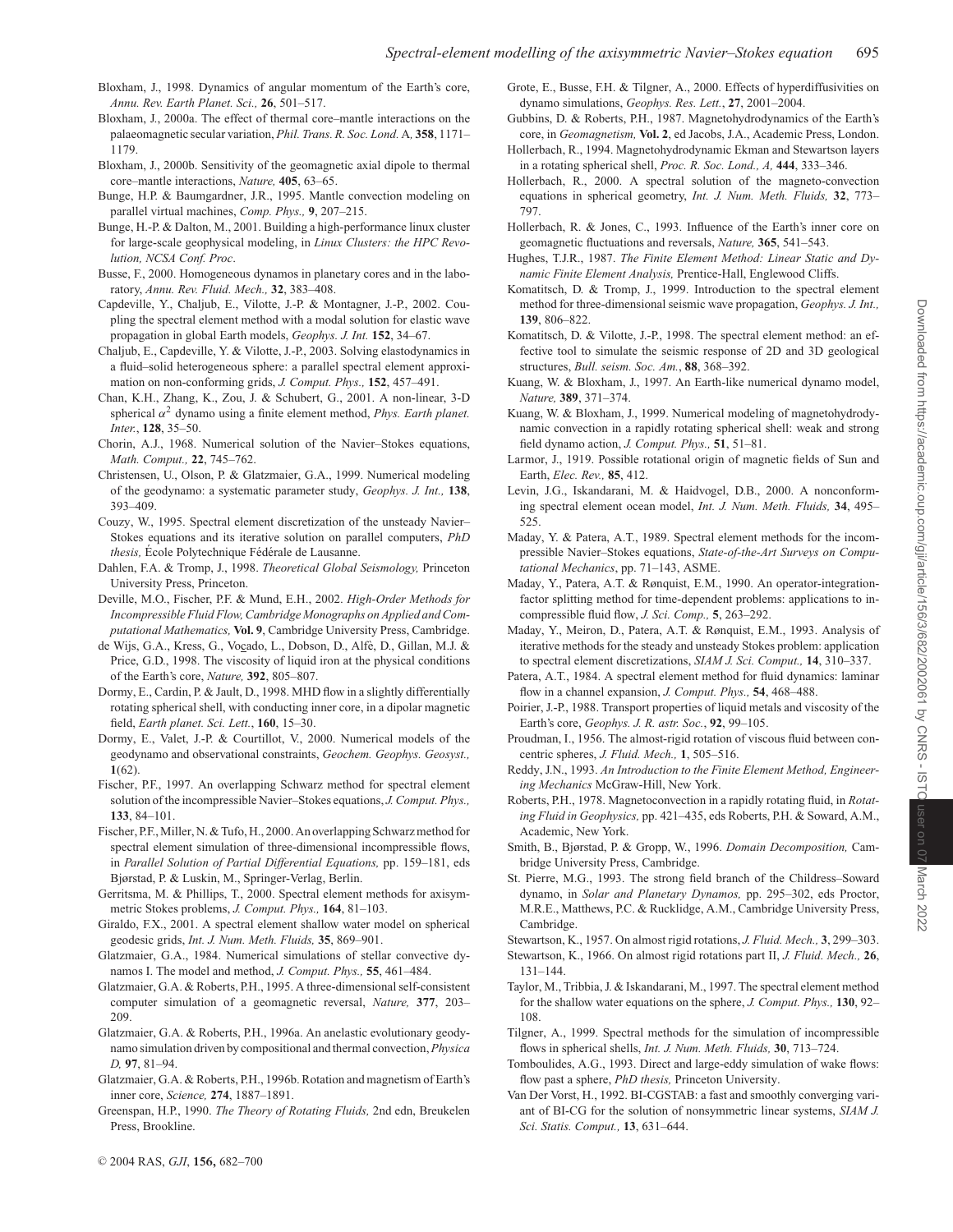Bloxham, J., 1998. Dynamics of angular momentum of the Earth's core, *Annu. Rev. Earth Planet. Sci.,* **26**, 501–517.

Bloxham, J., 2000a. The effect of thermal core–mantle interactions on the palaeomagnetic secular variation, *Phil. Trans. R. Soc. Lond.* A, **358**, 1171–1179.

Bloxham, J., 2000b. Sensitivity of the geomagnetic axial dipole to thermal core–mantle interactions, *Nature,* **405**, 63–65.

Bunge, H.P. & Baumgardner, J.R., 1995. Mantle convection modeling on parallel virtual machines, *Comp. Phys.,* **9**, 207–215.

Bunge, H.-P. & Dalton, M., 2001. Building a high-performance linux cluster for large-scale geophysical modeling, in *Linux Clusters: the HPC Revolution, NCSA Conf. Proc*.

Busse, F., 2000. Homogeneous dynamos in planetary cores and in the laboratory, *Annu. Rev. Fluid. Mech.,* **32**, 383–408.

Capdeville, Y., Chaljub, E., Vilotte, J.-P. & Montagner, J.-P., 2002. Coupling the spectral element method with a modal solution for elastic wave propagation in global Earth models, *Geophys. J. Int.* **152**, 34–67.

Chaljub, E., Capdeville, Y. & Vilotte, J.-P., 2003. Solving elastodynamics in a fluid–solid heterogeneous sphere: a parallel spectral element approximation on non-conforming grids, *J. Comput. Phys.,* **152**, 457–491.

Chan, K.H., Zhang, K., Zou, J. & Schubert, G., 2001. A non-linear, 3-D spherical $\alpha^2$ dynamo using a finite element method, *Phys. Earth planet. Inter.*, **128**, 35–50.

Chorin, A.J., 1968. Numerical solution of the Navier–Stokes equations, *Math. Comput.,* **22**, 745–762.

Christensen, U., Olson, P. & Glatzmaier, G.A., 1999. Numerical modeling of the geodynamo: a systematic parameter study, *Geophys. J. Int.,* **138**, 393–409.

Couzy, W., 1995. Spectral element discretization of the unsteady Navier–Stokes equations and its iterative solution on parallel computers, *PhD thesis,* École Polytechnique Fédérale de Lausanne.

Dahlen, F.A. & Tromp, J., 1998. *Theoretical Global Seismology,* Princeton University Press, Princeton.

Deville, M.O., Fischer, P.F. & Mund, E.H., 2002. *High-Order Methods for Incompressible Fluid Flow, Cambridge Monographs on Applied and Computational Mathematics,* **Vol. 9**, Cambridge University Press, Cambridge.

de Wijs, G.A., Kress, G., Vocadlo, L., Dobson, D., Alfè, D., Gillan, M.J. & Price, G.D., 1998. The viscosity of liquid iron at the physical conditions of the Earth's core, *Nature,* **392**, 805–807.

Dormy, E., Cardin, P. & Jault, D., 1998. MHD flow in a slightly differentially rotating spherical shell, with conducting inner core, in a dipolar magnetic field, *Earth planet. Sci. Lett.*, **160**, 15–30.

Dormy, E., Valet, J.-P. & Courtillot, V., 2000. Numerical models of the geodynamo and observational constraints, *Geochem. Geophys. Geosyst.,* **1**(62).

Fischer, P.F., 1997. An overlapping Schwarz method for spectral element solution of the incompressible Navier–Stokes equations, *J. Comput. Phys.,* **133**, 84–101.

Fischer, P.F., Miller, N. & Tufo, H., 2000. An overlapping Schwarz method for spectral element simulation of three-dimensional incompressible flows, in *Parallel Solution of Partial Differential Equations,* pp. 159–181, eds Bjørstad, P. & Luskin, M., Springer-Verlag, Berlin.

Gerritsma, M. & Phillips, T., 2000. Spectral element methods for axisymmetric Stokes problems, *J. Comput. Phys.,* **164**, 81–103.

Giraldo, F.X., 2001. A spectral element shallow water model on spherical geodesic grids, *Int. J. Num. Meth. Fluids,* **35**, 869–901.

Glatzmaier, G.A., 1984. Numerical simulations of stellar convective dynamos I. The model and method, *J. Comput. Phys.,* **55**, 461–484.

Glatzmaier, G.A. & Roberts, P.H., 1995. A three-dimensional self-consistent computer simulation of a geomagnetic reversal, *Nature,* **377**, 203–209.

Glatzmaier, G.A. & Roberts, P.H., 1996a. An anelastic evolutionary geodynamo simulation driven by compositional and thermal convection, *Physica D,* **97**, 81–94.

Glatzmaier, G.A. & Roberts, P.H., 1996b. Rotation and magnetism of Earth's inner core, *Science,* **274**, 1887–1891.

Greenspan, H.P., 1990. *The Theory of Rotating Fluids,* 2nd edn, Breukelen Press, Brookline.

Grote, E., Busse, F.H. & Tilgner, A., 2000. Effects of hyperdiffusivities on dynamo simulations, *Geophys. Res. Lett.*, **27**, 2001–2004.

Gubbins, D. & Roberts, P.H., 1987. Magnetohydrodynamics of the Earth's core, in *Geomagnetism,* **Vol. 2**, ed Jacobs, J.A., Academic Press, London.

Hollerbach, R., 1994. Magnetohydrodynamic Ekman and Stewartson layers in a rotating spherical shell, *Proc. R. Soc. Lond., A,* **444**, 333–346.

Hollerbach, R., 2000. A spectral solution of the magneto-convection equations in spherical geometry, *Int. J. Num. Meth. Fluids,* **32**, 773–797.

Hollerbach, R. & Jones, C., 1993. Influence of the Earth's inner core on geomagnetic fluctuations and reversals, *Nature,* **365**, 541–543.

Hughes, T.J.R., 1987. *The Finite Element Method: Linear Static and Dynamic Finite Element Analysis,* Prentice-Hall, Englewood Cliffs.

Komatitsch, D. & Tromp, J., 1999. Introduction to the spectral element method for three-dimensional seismic wave propagation, *Geophys. J. Int.,* **139**, 806–822.

Komatitsch, D. & Vilotte, J.-P., 1998. The spectral element method: an effective tool to simulate the seismic response of 2D and 3D geological structures, *Bull. seism. Soc. Am.*, **88**, 368–392.

Kuang, W. & Bloxham, J., 1997. An Earth-like numerical dynamo model, *Nature,* **389**, 371–374.

Kuang, W. & Bloxham, J., 1999. Numerical modeling of magnetohydrodynamic convection in a rapidly rotating spherical shell: weak and strong field dynamo action, *J. Comput. Phys.,* **51**, 51–81.

Larmor, J., 1919. Possible rotational origin of magnetic fields of Sun and Earth, *Elec. Rev.,* **85**, 412.

Levin, J.G., Iskandarani, M. & Haidvogel, D.B., 2000. A nonconforming spectral element ocean model, *Int. J. Num. Meth. Fluids,* **34**, 495–525.

Maday, Y. & Patera, A.T., 1989. Spectral element methods for the incompressible Navier–Stokes equations, *State-of-the-Art Surveys on Computational Mechanics*, pp. 71–143, ASME.

Maday, Y., Patera, A.T. & Rønquist, E.M., 1990. An operator-integration-factor splitting method for time-dependent problems: applications to incompressible fluid flow, *J. Sci. Comp.,* **5**, 263–292.

Maday, Y., Meiron, D., Patera, A.T. & Rønquist, E.M., 1993. Analysis of iterative methods for the steady and unsteady Stokes problem: application to spectral element discretizations, *SIAM J. Sci. Comput.,* **14**, 310–337.

Patera, A.T., 1984. A spectral element method for fluid dynamics: laminar flow in a channel expansion, *J. Comput. Phys.,* **54**, 468–488.

Poirier, J.-P., 1988. Transport properties of liquid metals and viscosity of the Earth's core, *Geophys. J. R. astr. Soc.*, **92**, 99–105.

Proudman, I., 1956. The almost-rigid rotation of viscous fluid between concentric spheres, *J. Fluid. Mech.,* **1**, 505–516.

Reddy, J.N., 1993. *An Introduction to the Finite Element Method, Engineering Mechanics* McGraw-Hill, New York.

Roberts, P.H., 1978. Magnetoconvection in a rapidly rotating fluid, in *Rotating Fluid in Geophysics,* pp. 421–435, eds Roberts, P.H. & Soward, A.M., Academic, New York.

Smith, B., Bjørstad, P. & Gropp, W., 1996. *Domain Decomposition,* Cambridge University Press, Cambridge.

St. Pierre, M.G., 1993. The strong field branch of the Childress–Soward dynamo, in *Solar and Planetary Dynamos,* pp. 295–302, eds Proctor, M.R.E., Matthews, P.C. & Rucklidge, A.M., Cambridge University Press, Cambridge.

Stewartson, K., 1957. On almost rigid rotations, *J. Fluid. Mech.,* **3**, 299–303.

Stewartson, K., 1966. On almost rigid rotations part II, *J. Fluid. Mech.,* **26**, 131–144.

Taylor, M., Tribbia, J. & Iskandarani, M., 1997. The spectral element method for the shallow water equations on the sphere, *J. Comput. Phys.,* **130**, 92–108.

Tilgner, A., 1999. Spectral methods for the simulation of incompressible flows in spherical shells, *Int. J. Num. Meth. Fluids,* **30**, 713–724.

Tomboulides, A.G., 1993. Direct and large-eddy simulation of wake flows: flow past a sphere, *PhD thesis,* Princeton University.

Van Der Vorst, H., 1992. BI-CGSTAB: a fast and smoothly converging variant of BI-CG for the solution of nonsymmetric linear systems, *SIAM J. Sci. Statis. Comput.,* **13**, 631–644.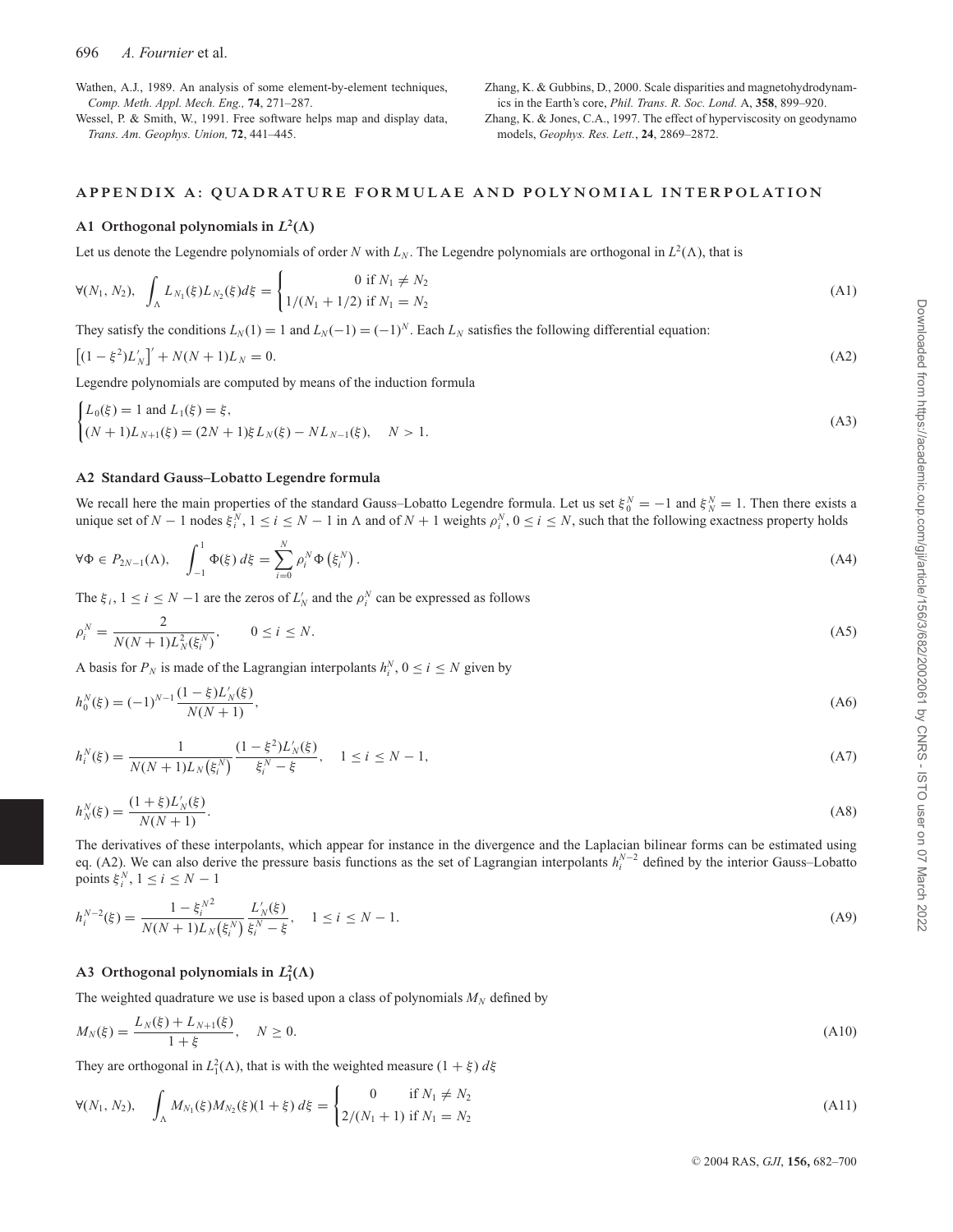Wathen, A.J., 1989. An analysis of some element-by-element techniques, *Comp. Meth. Appl. Mech. Eng.,* **74**, 271–287.

Wessel, P. & Smith, W., 1991. Free software helps map and display data, *Trans. Am. Geophys. Union,* **72**, 441–445.

Zhang, K. & Gubbins, D., 2000. Scale disparities and magnetohydrodynamics in the Earth's core, *Phil. Trans. R. Soc. Lond.* A, **358**, 899–920.

Zhang, K. & Jones, C.A., 1997. The effect of hyperviscosity on geodynamo models, *Geophys. Res. Lett.*, **24**, 2869–2872.

## APPENDIX A: QUADRATURE FORMULAE AND POLYNOMIAL INTERPOLATION

### A1 Orthogonal polynomials in $L^2(\Lambda)$

Let us denote the Legendre polynomials of order $N$ with $L_N$. The Legendre polynomials are orthogonal in $L^2(\Lambda)$, that is

$$\forall (N_1, N_2), \quad \int_\Lambda L_{N_1}(\xi) L_{N_2}(\xi) d\xi = \begin{cases} 0 \text{ if } N_1 \neq N_2 \\ 1/(N_1 + 1/2) \text{ if } N_1 = N_2 \end{cases} \tag{A1}$$

They satisfy the conditions $L_N(1) = 1$ and $L_N(-1) = (-1)^N$. Each $L_N$ satisfies the following differential equation:

$$\left[(1 - \xi^2) L'_N\right]' + N(N+1) L_N = 0. \tag{A2}$$

Legendre polynomials are computed by means of the induction formula

$$\begin{cases} L_0(\xi) = 1 \text{ and } L_1(\xi) = \xi, \\ (N+1) L_{N+1}(\xi) = (2N+1)\xi L_N(\xi) - N L_{N-1}(\xi), \quad N > 1. \end{cases} \tag{A3}$$

### A2 Standard Gauss–Lobatto Legendre formula

We recall here the main properties of the standard Gauss–Lobatto Legendre formula. Let us set $\xi_0^N = -1$ and $\xi_N^N = 1$. Then there exists a unique set of $N - 1$ nodes $\xi_i^N$, $1 \leq i \leq N - 1$ in $\Lambda$ and of $N + 1$ weights $\rho_i^N$, $0 \leq i \leq N$, such that the following exactness property holds

$$\forall \Phi \in P_{2N-1}(\Lambda), \quad \int_{-1}^{1} \Phi(\xi)\, d\xi = \sum_{i=0}^{N} \rho_i^N \Phi\left(\xi_i^N\right). \tag{A4}$$

The $\xi_i$, $1 \leq i \leq N - 1$ are the zeros of $L'_N$ and the $\rho_i^N$ can be expressed as follows

$$\rho_i^N = \frac{2}{N(N+1) L_N^2(\xi_i^N)}, \qquad 0 \leq i \leq N. \tag{A5}$$

A basis for $P_N$ is made of the Lagrangian interpolants $h_i^N$, $0 \leq i \leq N$ given by

$$h_0^N(\xi) = (-1)^{N-1} \frac{(1 - \xi) L'_N(\xi)}{N(N+1)}, \tag{A6}$$

$$h_i^N(\xi) = \frac{1}{N(N+1) L_N\left(\xi_i^N\right)} \frac{(1 - \xi^2) L'_N(\xi)}{\xi_i^N - \xi}, \quad 1 \leq i \leq N - 1, \tag{A7}$$

$$h_N^N(\xi) = \frac{(1 + \xi) L'_N(\xi)}{N(N+1)}. \tag{A8}$$

The derivatives of these interpolants, which appear for instance in the divergence and the Laplacian bilinear forms can be estimated using eq. (A2). We can also derive the pressure basis functions as the set of Lagrangian interpolants $h_i^{N-2}$ defined by the interior Gauss–Lobatto points $\xi_i^N$, $1 \leq i \leq N - 1$

$$h_i^{N-2}(\xi) = \frac{1 - {\xi_i^N}^2}{N(N+1) L_N\left(\xi_i^N\right)} \frac{L'_N(\xi)}{\xi_i^N - \xi}, \quad 1 \leq i \leq N - 1. \tag{A9}$$

### A3 Orthogonal polynomials in $L_1^2(\Lambda)$

The weighted quadrature we use is based upon a class of polynomials $M_N$ defined by

$$M_N(\xi) = \frac{L_N(\xi) + L_{N+1}(\xi)}{1 + \xi}, \quad N \geq 0. \tag{A10}$$

They are orthogonal in $L_1^2(\Lambda)$, that is with the weighted measure $(1 + \xi)\, d\xi$

$$\forall (N_1, N_2), \quad \int_\Lambda M_{N_1}(\xi) M_{N_2}(\xi)(1 + \xi)\, d\xi = \begin{cases} 0 & \text{if } N_1 \neq N_2 \\ 2/(N_1 + 1) & \text{if } N_1 = N_2 \end{cases} \tag{A11}$$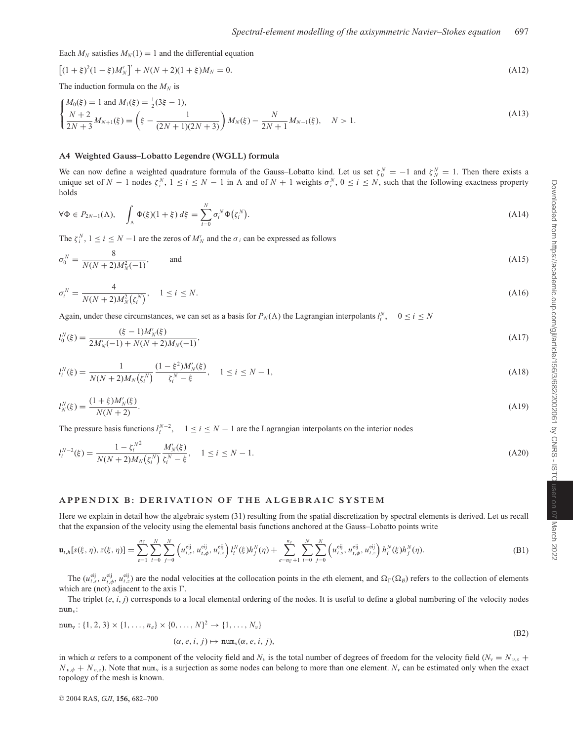Each $M_N$ satisfies $M_N(1) = 1$ and the differential equation

$$\left[(1+\xi)^2(1-\xi)M_N'\right]' + N(N+2)(1+\xi)M_N = 0. \tag{A12}$$

The induction formula on the $M_N$ is

$$\begin{cases} M_0(\xi) = 1 \text{ and } M_1(\xi) = \frac{1}{2}(3\xi - 1), \\ \dfrac{N+2}{2N+3}M_{N+1}(\xi) = \left(\xi - \dfrac{1}{(2N+1)(2N+3)}\right)M_N(\xi) - \dfrac{N}{2N+1}M_{N-1}(\xi), \quad N > 1. \end{cases} \tag{A13}$$

### A4 Weighted Gauss–Lobatto Legendre (WGLL) formula

We can now define a weighted quadrature formula of the Gauss–Lobatto kind. Let us set $\zeta_0^N = -1$ and $\zeta_N^N = 1$. Then there exists a unique set of $N-1$ nodes $\zeta_i^N$, $1 \le i \le N-1$ in $\Lambda$ and of $N+1$ weights $\sigma_i^N$, $0 \le i \le N$, such that the following exactness property holds

$$\forall \Phi \in P_{2N-1}(\Lambda), \quad \int_\Lambda \Phi(\xi)(1+\xi)\,d\xi = \sum_{i=0}^{N} \sigma_i^N \Phi\left(\zeta_i^N\right). \tag{A14}$$

The $\zeta_i^N$, $1 \le i \le N-1$ are the zeros of $M_N'$ and the $\sigma_i$ can be expressed as follows

$$\sigma_0^N = \frac{8}{N(N+2)M_N^2(-1)}, \qquad \text{and} \tag{A15}$$

$$\sigma_i^N = \frac{4}{N(N+2)M_N^2\left(\zeta_i^N\right)}, \quad 1 \le i \le N. \tag{A16}$$

Again, under these circumstances, we can set as a basis for $P_N(\Lambda)$ the Lagrangian interpolants $l_i^N$, $\quad 0 \le i \le N$

$$l_0^N(\xi) = \frac{(\xi - 1)M_N'(\xi)}{2M_N'(-1) + N(N+2)M_N(-1)}, \tag{A17}$$

$$l_i^N(\xi) = \frac{1}{N(N+2)M_N\left(\zeta_i^N\right)} \frac{(1-\xi^2)M_N'(\xi)}{\zeta_i^N - \xi}, \quad 1 \le i \le N-1, \tag{A18}$$

$$l_N^N(\xi) = \frac{(1+\xi)M_N'(\xi)}{N(N+2)}. \tag{A19}$$

The pressure basis functions $l_i^{N-2}$, $\quad 1 \le i \le N-1$ are the Lagrangian interpolants on the interior nodes

$$l_i^{N-2}(\xi) = \frac{1 - \zeta_i^{N^2}}{N(N+2)M_N\left(\zeta_i^N\right)} \frac{M_N'(\xi)}{\zeta_i^N - \xi}, \quad 1 \le i \le N-1. \tag{A20}$$

## APPENDIX B: DERIVATION OF THE ALGEBRAIC SYSTEM

Here we explain in detail how the algebraic system (31) resulting from the spatial discretization by spectral elements is derived. Let us recall that the expansion of the velocity using the elemental basis functions anchored at the Gauss–Lobatto points write

$$\mathbf{u}_{t,h}[s(\xi,\eta), z(\xi,\eta)] = \sum_{e=1}^{n_\Gamma} \sum_{i=0}^{N} \sum_{j=0}^{N} \left(u_{t,s}^{\text{eij}}, u_{t,\phi}^{\text{eij}}, u_{t,z}^{\text{eij}}\right) l_i^N(\xi) h_j^N(\eta) + \sum_{e=n_\Gamma+1}^{n_e} \sum_{i=0}^{N} \sum_{j=0}^{N} \left(u_{t,s}^{\text{eij}}, u_{t,\phi}^{\text{eij}}, u_{t,z}^{\text{eij}}\right) h_i^N(\xi) h_j^N(\eta). \tag{B1}$$

The $(u_{t,s}^{\text{eij}}, u_{t,\phi}^{\text{eij}}, u_{t,z}^{\text{eij}})$ are the nodal velocities at the collocation points in the $e$th element, and $\Omega_\Gamma(\Omega_\emptyset)$ refers to the collection of elements which are (not) adjacent to the axis $\Gamma$.

The triplet $(e, i, j)$ corresponds to a local elemental ordering of the nodes. It is useful to define a global numbering of the velocity nodes $\texttt{num}_\text{v}$:

$$\begin{aligned} \texttt{num}_\text{v} : \{1,2,3\} \times \{1,\ldots,n_e\} \times \{0,\ldots,N\}^2 &\to \{1,\ldots,N_v\} \\ (\alpha, e, i, j) &\mapsto \texttt{num}_\text{v}(\alpha, e, i, j), \end{aligned} \tag{B2}$$

in which $\alpha$ refers to a component of the velocity field and $N_v$ is the total number of degrees of freedom for the velocity field ($N_v = N_{v,s} + N_{v,\phi} + N_{v,z}$). Note that $\texttt{num}_\text{v}$ is a surjection as some nodes can belong to more than one element. $N_v$ can be estimated only when the exact topology of the mesh is known.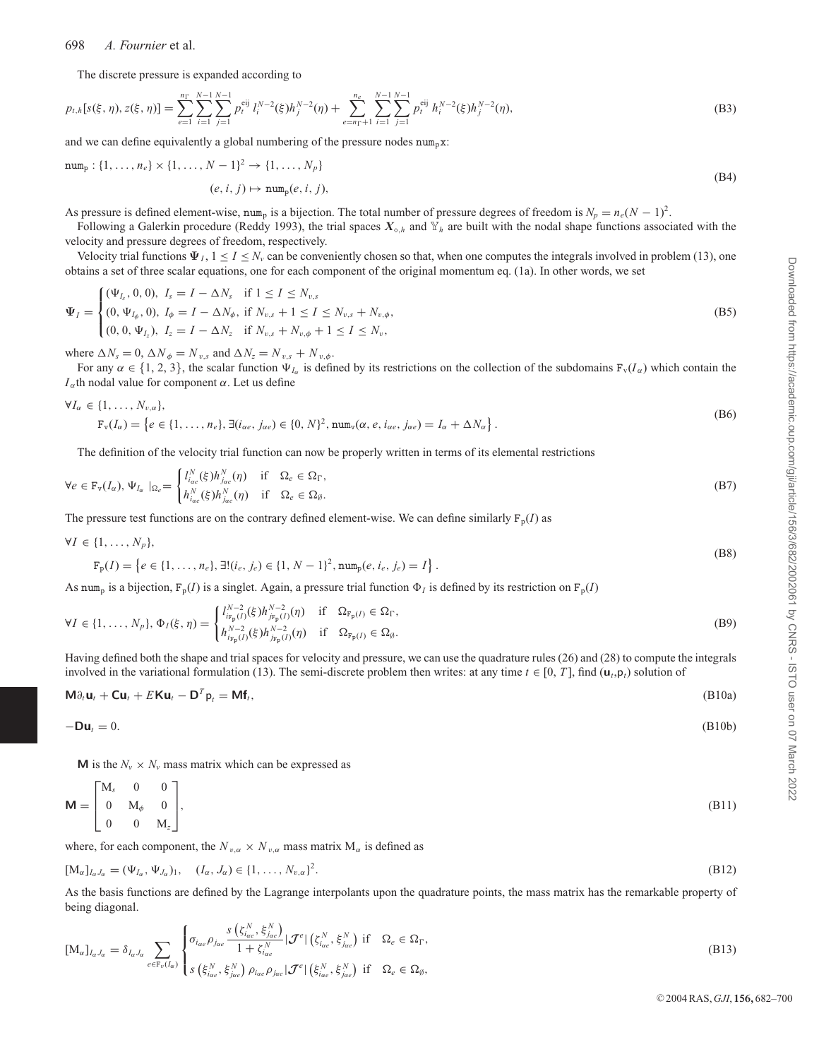The discrete pressure is expanded according to

$$p_{t,h}[s(\xi,\eta), z(\xi,\eta)] = \sum_{e=1}^{n_\Gamma}\sum_{i=1}^{N-1}\sum_{j=1}^{N-1} p_t^{\mathrm{eij}}\, l_i^{N-2}(\xi) h_j^{N-2}(\eta) + \sum_{e=n_\Gamma+1}^{n_e}\sum_{i=1}^{N-1}\sum_{j=1}^{N-1} p_t^{\mathrm{eij}}\, h_i^{N-2}(\xi) h_j^{N-2}(\eta), \tag{B3}$$

and we can define equivalently a global numbering of the pressure nodes $\mathtt{num_p}$x:

$$\begin{aligned}\mathtt{num_p} : \{1,\ldots,n_e\}\times\{1,\ldots,N-1\}^2 &\to \{1,\ldots,N_p\}\\ (e,i,j) &\mapsto \mathtt{num_p}(e,i,j),\end{aligned} \tag{B4}$$

As pressure is defined element-wise, $\mathtt{num_p}$ is a bijection. The total number of pressure degrees of freedom is $N_p = n_e(N-1)^2$.

Following a Galerkin procedure (Reddy 1993), the trial spaces $\boldsymbol{X}_{\diamond,h}$ and $\mathbb{Y}_h$ are built with the nodal shape functions associated with the velocity and pressure degrees of freedom, respectively.

Velocity trial functions $\boldsymbol{\Psi}_I$, $1 \le I \le N_v$ can be conveniently chosen so that, when one computes the integrals involved in problem (13), one obtains a set of three scalar equations, one for each component of the original momentum eq. (1a). In other words, we set

$$\boldsymbol{\Psi}_I = \begin{cases}(\Psi_{I_s},0,0),\ I_s = I-\Delta N_s & \text{if } 1\le I\le N_{v,s}\\ (0,\Psi_{I_\phi},0),\ I_\phi = I-\Delta N_\phi, & \text{if } N_{v,s}+1\le I\le N_{v,s}+N_{v,\phi},\\ (0,0,\Psi_{I_z}),\ I_z = I-\Delta N_z & \text{if } N_{v,s}+N_{v,\phi}+1\le I\le N_v,\end{cases} \tag{B5}$$

where $\Delta N_s = 0$, $\Delta N_\phi = N_{v,s}$ and $\Delta N_z = N_{v,s}+N_{v,\phi}$.

For any $\alpha \in \{1,2,3\}$, the scalar function $\Psi_{I_\alpha}$ is defined by its restrictions on the collection of the subdomains $\mathtt{F_v}(I_\alpha)$ which contain the $I_\alpha$th nodal value for component $\alpha$. Let us define

$$\begin{aligned}&\forall I_\alpha \in \{1,\ldots,N_{v,\alpha}\},\\ &\quad \mathtt{F_v}(I_\alpha) = \left\{e\in\{1,\ldots,n_e\},\ \exists(i_{\alpha e},j_{\alpha e})\in\{0,N\}^2,\ \mathtt{num_v}(\alpha,e,i_{\alpha e},j_{\alpha e}) = I_\alpha+\Delta N_\alpha\right\}.\end{aligned} \tag{B6}$$

The definition of the velocity trial function can now be properly written in terms of its elemental restrictions

$$\forall e\in \mathtt{F_v}(I_\alpha),\ \Psi_{I_\alpha}\,|_{\Omega_e} = \begin{cases} l_{i_{\alpha e}}^N(\xi) h_{j_{\alpha e}}^N(\eta) & \text{if} \quad \Omega_e\in\Omega_\Gamma,\\ h_{i_{\alpha e}}^N(\xi) h_{j_{\alpha e}}^N(\eta) & \text{if} \quad \Omega_e\in\Omega_\emptyset.\end{cases} \tag{B7}$$

The pressure test functions are on the contrary defined element-wise. We can define similarly $\mathtt{F_p}(I)$ as

$$\begin{aligned}&\forall I\in\{1,\ldots,N_p\},\\ &\quad \mathtt{F_p}(I) = \left\{e\in\{1,\ldots,n_e\},\ \exists!(i_e,j_e)\in\{1,N-1\}^2,\ \mathtt{num_p}(e,i_e,j_e) = I\right\}.\end{aligned} \tag{B8}$$

As $\mathtt{num_p}$ is a bijection, $\mathtt{F_p}(I)$ is a singlet. Again, a pressure trial function $\Phi_I$ is defined by its restriction on $\mathtt{F_p}(I)$

$$\forall I\in\{1,\ldots,N_p\},\ \Phi_I(\xi,\eta) = \begin{cases} l_{i_{\mathtt{F_p}(I)}}^{N-2}(\xi) h_{j_{\mathtt{F_p}(I)}}^{N-2}(\eta) & \text{if} \quad \Omega_{\mathtt{F_p}(I)}\in\Omega_\Gamma,\\ h_{i_{\mathtt{F_p}(I)}}^{N-2}(\xi) h_{j_{\mathtt{F_p}(I)}}^{N-2}(\eta) & \text{if} \quad \Omega_{\mathtt{F_p}(I)}\in\Omega_\emptyset.\end{cases} \tag{B9}$$

Having defined both the shape and trial spaces for velocity and pressure, we can use the quadrature rules (26) and (28) to compute the integrals involved in the variational formulation (13). The semi-discrete problem then writes: at any time $t\in[0,T]$, find $(\mathbf{u}_t,\mathsf{p}_t)$ solution of

$$\mathbf{M}\partial_t\mathbf{u}_t + \mathbf{C}\mathbf{u}_t + E\mathbf{K}\mathbf{u}_t - \mathbf{D}^T\mathsf{p}_t = \mathbf{M}\mathbf{f}_t, \tag{B10a}$$

$$-\mathbf{D}\mathbf{u}_t = 0. \tag{B10b}$$

$\mathbf{M}$ is the $N_v\times N_v$ mass matrix which can be expressed as

$$\mathbf{M} = \begin{bmatrix}\mathrm{M}_s & 0 & 0\\ 0 & \mathrm{M}_\phi & 0\\ 0 & 0 & \mathrm{M}_z\end{bmatrix}, \tag{B11}$$

where, for each component, the $N_{v,\alpha}\times N_{v,\alpha}$ mass matrix $\mathrm{M}_\alpha$ is defined as

$$[\mathrm{M}_\alpha]_{I_\alpha J_\alpha} = (\Psi_{I_\alpha},\Psi_{J_\alpha})_1, \quad (I_\alpha,J_\alpha)\in\{1,\ldots,N_{v,\alpha}\}^2. \tag{B12}$$

As the basis functions are defined by the Lagrange interpolants upon the quadrature points, the mass matrix has the remarkable property of being diagonal.

$$[\mathrm{M}_\alpha]_{I_\alpha J_\alpha} = \delta_{I_\alpha J_\alpha}\sum_{e\in\mathtt{F_v}(I_\alpha)}\begin{cases}\sigma_{i_{\alpha e}}\rho_{j_{\alpha e}}\dfrac{s\left(\zeta_{i_{\alpha e}}^N,\xi_{j_{\alpha e}}^N\right)}{1+\zeta_{i_{\alpha e}}^N}|\mathcal{J}^e|\left(\zeta_{i_{\alpha e}}^N,\xi_{j_{\alpha e}}^N\right) & \text{if} \quad \Omega_e\in\Omega_\Gamma,\\ s\left(\xi_{i_{\alpha e}}^N,\xi_{j_{\alpha e}}^N\right)\rho_{i_{\alpha e}}\rho_{j_{\alpha e}}|\mathcal{J}^e|\left(\xi_{i_{\alpha e}}^N,\xi_{j_{\alpha e}}^N\right) & \text{if} \quad \Omega_e\in\Omega_\emptyset,\end{cases} \tag{B13}$$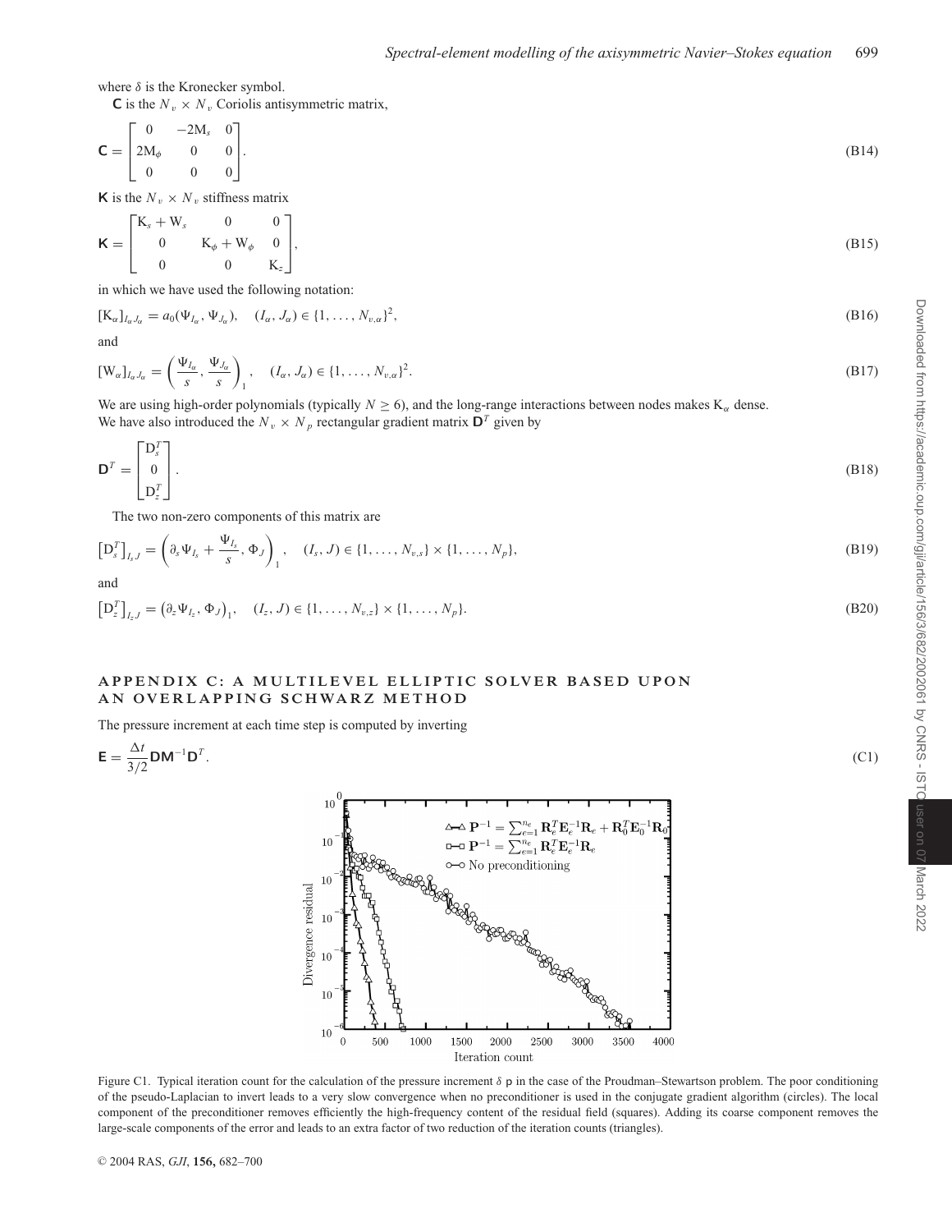where $\delta$ is the Kronecker symbol.

$\mathsf{C}$ is the $N_v \times N_v$ Coriolis antisymmetric matrix,

$$\mathsf{C} = \begin{bmatrix} 0 & -2\mathrm{M}_s & 0 \\ 2\mathrm{M}_\phi & 0 & 0 \\ 0 & 0 & 0 \end{bmatrix}. \tag{B14}$$

$\mathsf{K}$ is the $N_v \times N_v$ stiffness matrix

$$\mathsf{K} = \begin{bmatrix} \mathrm{K}_s + \mathrm{W}_s & 0 & 0 \\ 0 & \mathrm{K}_\phi + \mathrm{W}_\phi & 0 \\ 0 & 0 & \mathrm{K}_z \end{bmatrix}, \tag{B15}$$

in which we have used the following notation:

$$[\mathrm{K}_\alpha]_{I_\alpha J_\alpha} = a_0(\Psi_{I_\alpha}, \Psi_{J_\alpha}), \quad (I_\alpha, J_\alpha) \in \{1, \ldots, N_{v,\alpha}\}^2, \tag{B16}$$

and

$$[\mathrm{W}_\alpha]_{I_\alpha J_\alpha} = \left( \frac{\Psi_{I_\alpha}}{s}, \frac{\Psi_{J_\alpha}}{s} \right)_1, \quad (I_\alpha, J_\alpha) \in \{1, \ldots, N_{v,\alpha}\}^2. \tag{B17}$$

We are using high-order polynomials (typically $N \geq 6$), and the long-range interactions between nodes makes $\mathrm{K}_\alpha$ dense.
We have also introduced the $N_v \times N_p$ rectangular gradient matrix $\mathsf{D}^T$ given by

$$\mathsf{D}^T = \begin{bmatrix} \mathrm{D}_s^T \\ 0 \\ \mathrm{D}_z^T \end{bmatrix}. \tag{B18}$$

The two non-zero components of this matrix are

$$\left[\mathrm{D}_s^T\right]_{I_s J} = \left( \partial_s \Psi_{I_s} + \frac{\Psi_{I_s}}{s}, \Phi_J \right)_1, \quad (I_s, J) \in \{1, \ldots, N_{v,s}\} \times \{1, \ldots, N_p\}, \tag{B19}$$

and

$$\left[\mathrm{D}_z^T\right]_{I_z J} = \left( \partial_z \Psi_{I_z}, \Phi_J \right)_1, \quad (I_z, J) \in \{1, \ldots, N_{v,z}\} \times \{1, \ldots, N_p\}. \tag{B20}$$

## APPENDIX C: A MULTILEVEL ELLIPTIC SOLVER BASED UPON AN OVERLAPPING SCHWARZ METHOD

The pressure increment at each time step is computed by inverting

$$\mathsf{E} = \frac{\Delta t}{3/2} \mathsf{D}\mathsf{M}^{-1}\mathsf{D}^T. \tag{C1}$$

Figure C1. Typical iteration count for the calculation of the pressure increment $\delta$ p in the case of the Proudman–Stewartson problem. The poor conditioning of the pseudo-Laplacian to invert leads to a very slow convergence when no preconditioner is used in the conjugate gradient algorithm (circles). The local component of the preconditioner removes efficiently the high-frequency content of the residual field (squares). Adding its coarse component removes the large-scale components of the error and leads to an extra factor of two reduction of the iteration counts (triangles).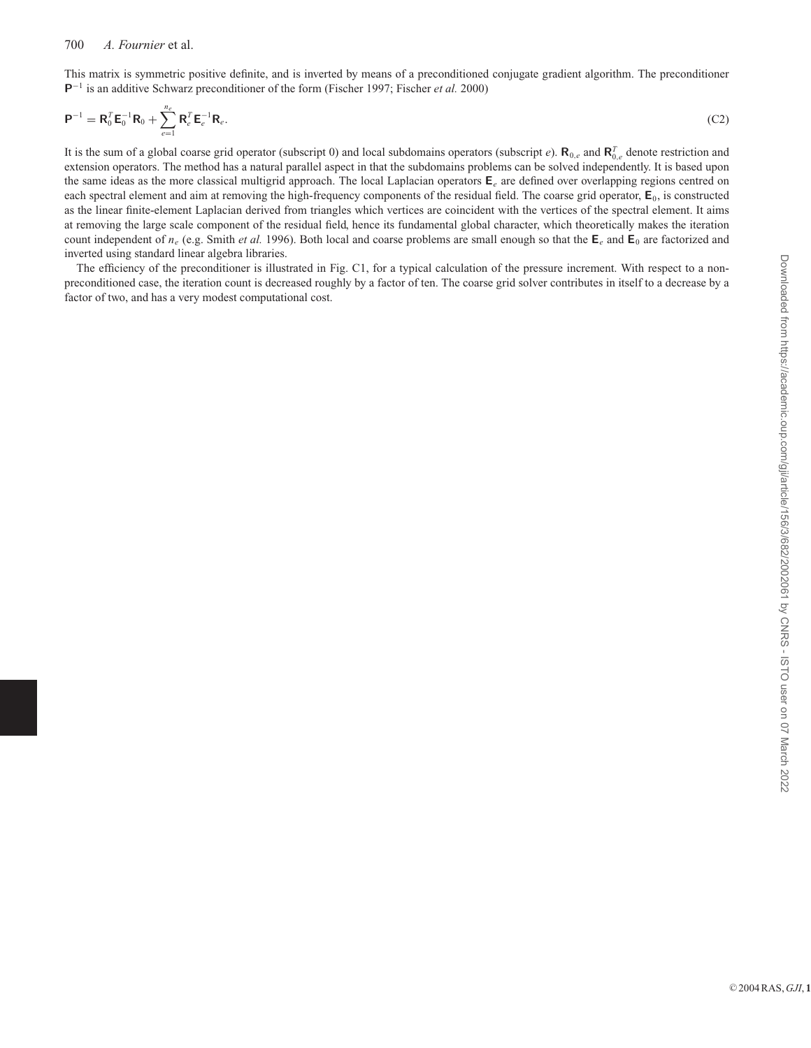This matrix is symmetric positive definite, and is inverted by means of a preconditioned conjugate gradient algorithm. The preconditioner $\mathbf{P}^{-1}$ is an additive Schwarz preconditioner of the form (Fischer 1997; Fischer *et al.* 2000)

$$\mathbf{P}^{-1} = \mathbf{R}_0^T \mathbf{E}_0^{-1} \mathbf{R}_0 + \sum_{e=1}^{n_e} \mathbf{R}_e^T \mathbf{E}_e^{-1} \mathbf{R}_e. \tag{C2}$$

It is the sum of a global coarse grid operator (subscript 0) and local subdomains operators (subscript $e$). $\mathbf{R}_{0,e}$ and $\mathbf{R}_{0,e}^T$ denote restriction and extension operators. The method has a natural parallel aspect in that the subdomains problems can be solved independently. It is based upon the same ideas as the more classical multigrid approach. The local Laplacian operators $\mathbf{E}_e$ are defined over overlapping regions centred on each spectral element and aim at removing the high-frequency components of the residual field. The coarse grid operator, $\mathbf{E}_0$, is constructed as the linear finite-element Laplacian derived from triangles which vertices are coincident with the vertices of the spectral element. It aims at removing the large scale component of the residual field, hence its fundamental global character, which theoretically makes the iteration count independent of $n_e$ (e.g. Smith *et al.* 1996). Both local and coarse problems are small enough so that the $\mathbf{E}_e$ and $\mathbf{E}_0$ are factorized and inverted using standard linear algebra libraries.

The efficiency of the preconditioner is illustrated in Fig. C1, for a typical calculation of the pressure increment. With respect to a non-preconditioned case, the iteration count is decreased roughly by a factor of ten. The coarse grid solver contributes in itself to a decrease by a factor of two, and has a very modest computational cost.